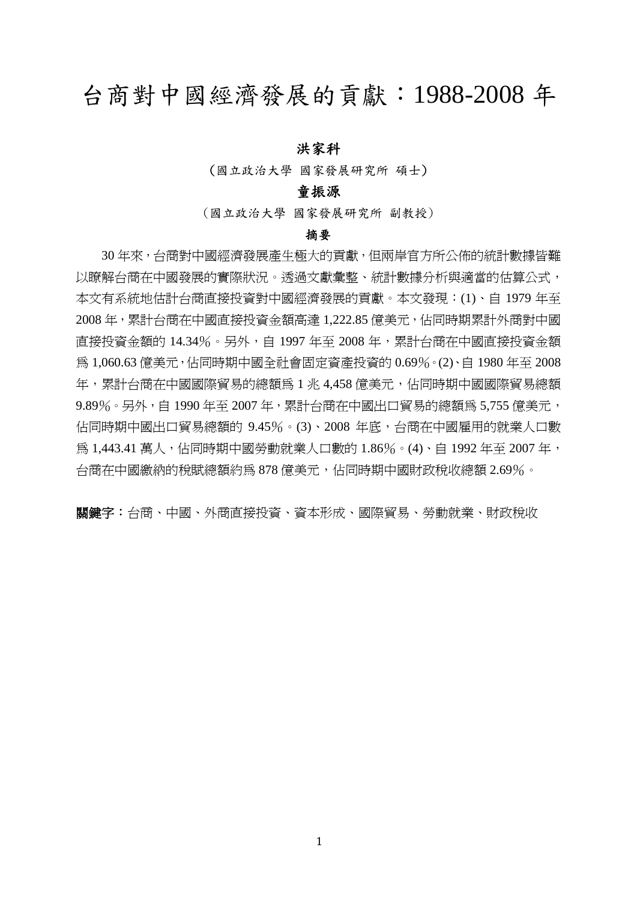# 台商對中國經濟發展的貢獻：1988-2008 年

**洪家科**

（國立政治大學 國家發展研究所 碩士）

**童振源**

（國立政治大學 國家發展研究所 副教授）

**摘要**

30 年來，台商對中國經濟發展產生極大的貢獻，但兩岸官方所公佈的統計數據皆難以瞭解台商在中國發展的實際狀況。透過文獻彙整、統計數據分析與適當的估算公式，本文有系統地估計台商直接投資對中國經濟發展的貢獻。本文發現：(1)、自 1979 年至 2008 年，累計台商在中國直接投資金額高達 1,222.85 億美元，佔同時期累計外商對中國直接投資金額的 14.34％。另外，自 1997 年至 2008 年，累計台商在中國直接投資金額為 1,060.63 億美元，佔同時期中國全社會固定資產投資的 0.69％。(2)、自 1980 年至 2008 年，累計台商在中國國際貿易的總額為 1 兆 4,458 億美元，佔同時期中國國際貿易總額 9.89％。另外，自 1990 年至 2007 年，累計台商在中國出口貿易的總額為 5,755 億美元，佔同時期中國出口貿易總額的 9.45％。(3)、2008 年底，台商在中國雇用的就業人口數為 1,443.41 萬人，佔同時期中國勞動就業人口數的 1.86％。(4)、自 1992 年至 2007 年，台商在中國繳納的稅賦總額約為 878 億美元，佔同時期中國財政稅收總額 2.69％。

**關鍵字**：台商、中國、外商直接投資、資本形成、國際貿易、勞動就業、財政稅收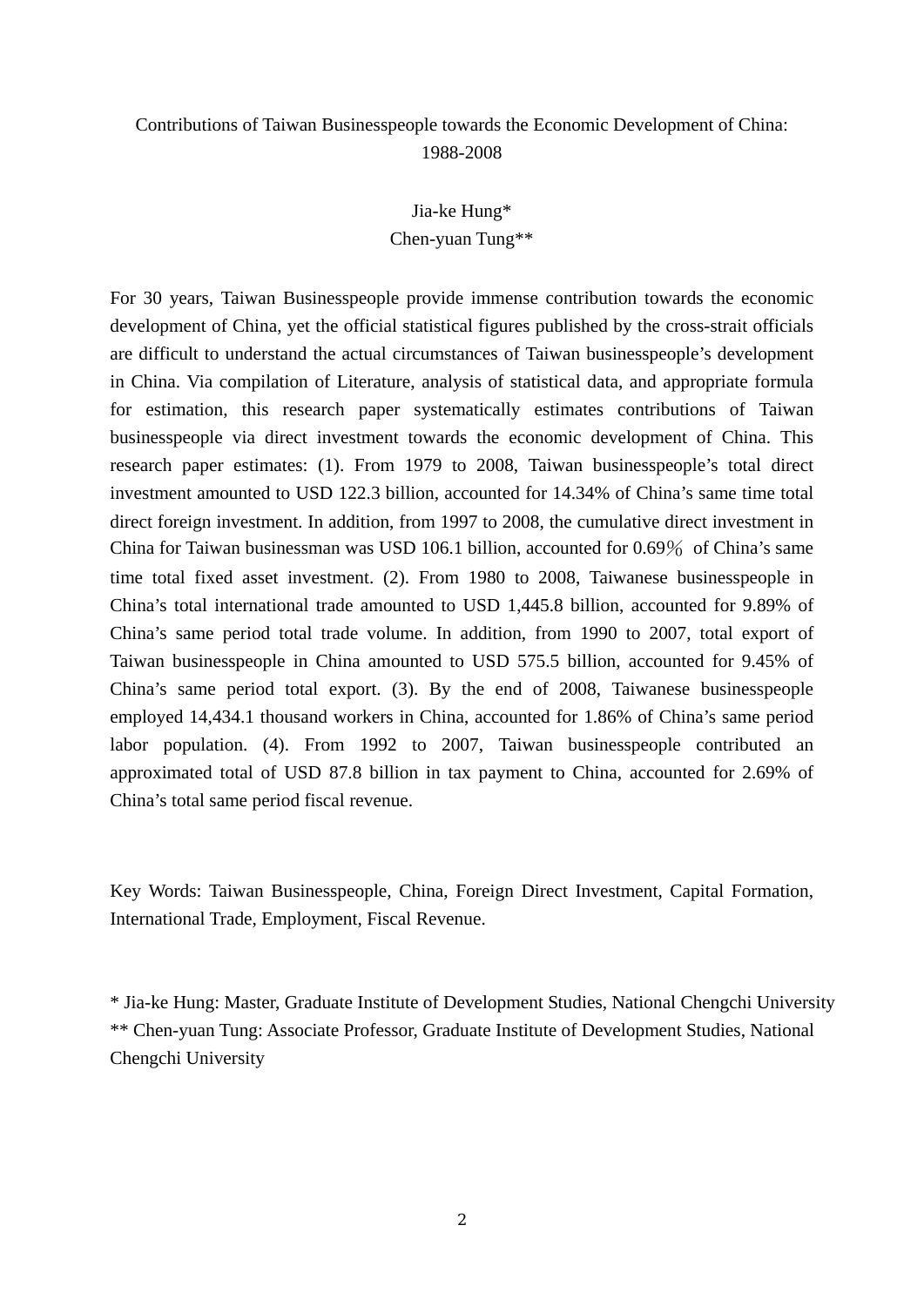Contributions of Taiwan Businesspeople towards the Economic Development of China: 1988-2008

Jia-ke Hung*
Chen-yuan Tung**

For 30 years, Taiwan Businesspeople provide immense contribution towards the economic development of China, yet the official statistical figures published by the cross-strait officials are difficult to understand the actual circumstances of Taiwan businesspeople's development in China. Via compilation of Literature, analysis of statistical data, and appropriate formula for estimation, this research paper systematically estimates contributions of Taiwan businesspeople via direct investment towards the economic development of China. This research paper estimates: (1). From 1979 to 2008, Taiwan businesspeople's total direct investment amounted to USD 122.3 billion, accounted for 14.34% of China's same time total direct foreign investment. In addition, from 1997 to 2008, the cumulative direct investment in China for Taiwan businessman was USD 106.1 billion, accounted for 0.69％ of China's same time total fixed asset investment. (2). From 1980 to 2008, Taiwanese businesspeople in China's total international trade amounted to USD 1,445.8 billion, accounted for 9.89% of China's same period total trade volume. In addition, from 1990 to 2007, total export of Taiwan businesspeople in China amounted to USD 575.5 billion, accounted for 9.45% of China's same period total export. (3). By the end of 2008, Taiwanese businesspeople employed 14,434.1 thousand workers in China, accounted for 1.86% of China's same period labor population. (4). From 1992 to 2007, Taiwan businesspeople contributed an approximated total of USD 87.8 billion in tax payment to China, accounted for 2.69% of China's total same period fiscal revenue.

Key Words: Taiwan Businesspeople, China, Foreign Direct Investment, Capital Formation, International Trade, Employment, Fiscal Revenue.

\* Jia-ke Hung: Master, Graduate Institute of Development Studies, National Chengchi University
\*\* Chen-yuan Tung: Associate Professor, Graduate Institute of Development Studies, National Chengchi University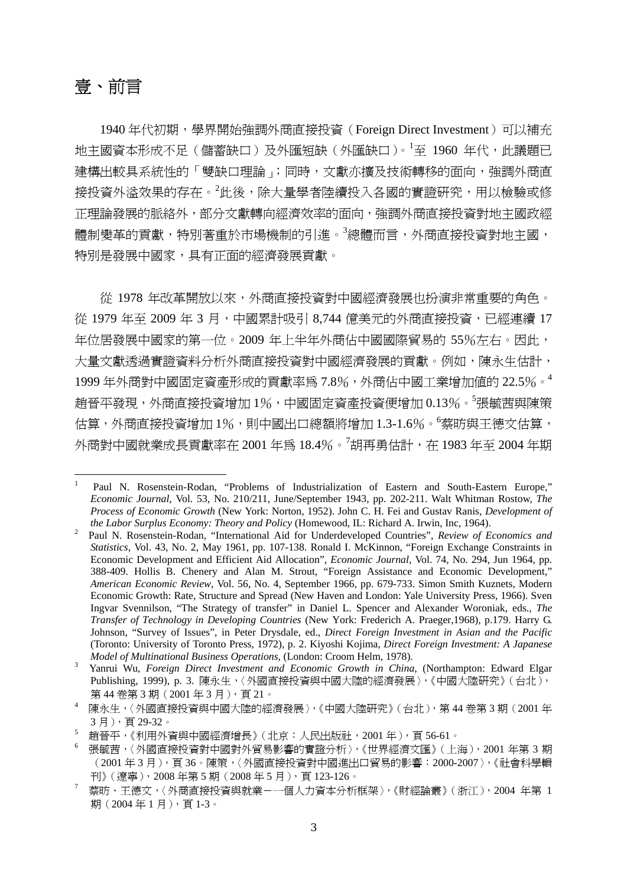# 壹、前言

1940 年代初期，學界開始強調外商直接投資（Foreign Direct Investment）可以補充地主國資本形成不足（儲蓄缺口）及外匯短缺（外匯缺口）。[1]至 1960 年代，此議題已建構出較具系統性的「雙缺口理論」；同時，文獻亦擴及技術轉移的面向，強調外商直接投資外溢效果的存在。[2]此後，除大量學者陸續投入各國的實證研究，用以檢驗或修正理論發展的脈絡外，部分文獻轉向經濟效率的面向，強調外商直接投資對地主國政經體制變革的貢獻，特別著重於市場機制的引進。[3]總體而言，外商直接投資對地主國，特別是發展中國家，具有正面的經濟發展貢獻。

從 1978 年改革開放以來，外商直接投資對中國經濟發展也扮演非常重要的角色。從 1979 年至 2009 年 3 月，中國累計吸引 8,744 億美元的外商直接投資，已經連續 17 年位居發展中國家的第一位。2009 年上半年外商佔中國國際貿易的 55%左右。因此，大量文獻透過實證資料分析外商直接投資對中國經濟發展的貢獻。例如，陳永生估計，1999 年外商對中國固定資產形成的貢獻率為 7.8%，外商佔中國工業增加值的 22.5%。[4]趙晉平發現，外商直接投資增加 1%，中國固定資產投資便增加 0.13%。[5]張毓茜與陳策估算，外商直接投資增加 1%，則中國出口總額將增加 1.3-1.6%。[6]蔡昉與王德文估算，外商對中國就業成長貢獻率在 2001 年為 18.4%。[7]胡再勇估計，在 1983 年至 2004 年期

---

[1] Paul N. Rosenstein-Rodan, "Problems of Industrialization of Eastern and South-Eastern Europe," *Economic Journal*, Vol. 53, No. 210/211, June/September 1943, pp. 202-211. Walt Whitman Rostow, *The Process of Economic Growth* (New York: Norton, 1952). John C. H. Fei and Gustav Ranis, *Development of the Labor Surplus Economy: Theory and Policy* (Homewood, IL: Richard A. Irwin, Inc, 1964).

[2] Paul N. Rosenstein-Rodan, "International Aid for Underdeveloped Countries", *Review of Economics and Statistics*, Vol. 43, No. 2, May 1961, pp. 107-138. Ronald I. McKinnon, "Foreign Exchange Constraints in Economic Development and Efficient Aid Allocation", *Economic Journal*, Vol. 74, No. 294, Jun 1964, pp. 388-409. Hollis B. Chenery and Alan M. Strout, "Foreign Assistance and Economic Development," *American Economic Review*, Vol. 56, No. 4, September 1966, pp. 679-733. Simon Smith Kuznets, Modern Economic Growth: Rate, Structure and Spread (New Haven and London: Yale University Press, 1966). Sven Ingvar Svennilson, "The Strategy of transfer" in Daniel L. Spencer and Alexander Woroniak, eds., *The Transfer of Technology in Developing Countries* (New York: Frederich A. Praeger,1968), p.179. Harry G. Johnson, "Survey of Issues", in Peter Drysdale, ed., *Direct Foreign Investment in Asian and the Pacific* (Toronto: University of Toronto Press, 1972), p. 2. Kiyoshi Kojima, *Direct Foreign Investment: A Japanese Model of Multinational Business Operations*, (London: Croom Helm, 1978).

[3] Yanrui Wu, *Foreign Direct Investment and Economic Growth in China*, (Northampton: Edward Elgar Publishing, 1999), p. 3. 陳永生，〈外國直接投資與中國大陸的經濟發展〉，《中國大陸研究》（台北），第 44 卷第 3 期（2001 年 3 月），頁 21。

[4] 陳永生，〈外國直接投資與中國大陸的經濟發展〉，《中國大陸研究》（台北），第 44 卷第 3 期（2001 年 3 月），頁 29-32。

[5] 趙晉平，《利用外資與中國經濟增長》（北京：人民出版社，2001 年），頁 56-61。

[6] 張毓茜，〈外國直接投資對中國對外貿易影響的實證分析〉，《世界經濟文匯》（上海），2001 年第 3 期（2001 年 3 月），頁 36。陳策，〈外國直接投資對中國進出口貿易的影響：2000-2007〉，《社會科學輯刊》（遼寧），2008 年第 5 期（2008 年 5 月），頁 123-126。

[7] 蔡昉、王德文，〈外商直接投資與就業－一個人力資本分析框架〉，《財經論叢》（浙江），2004 年第 1 期（2004 年 1 月），頁 1-3。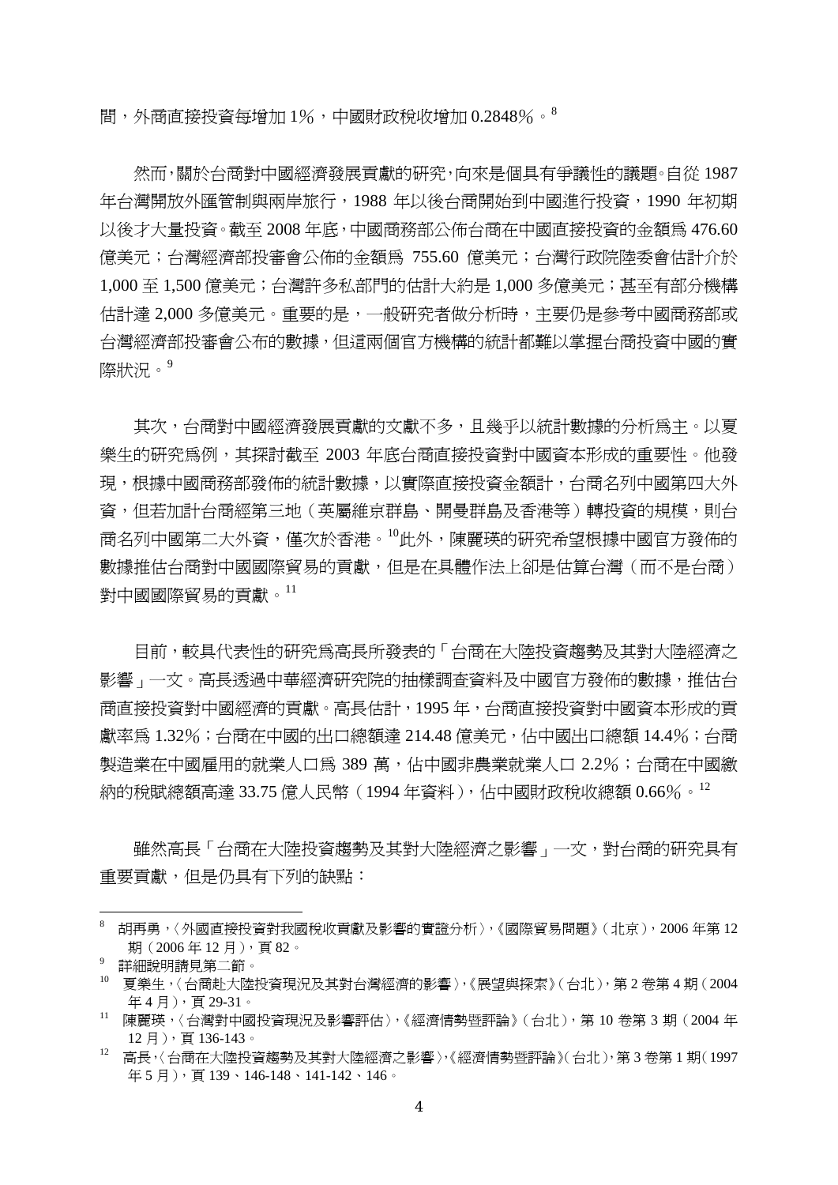間，外商直接投資每增加 1%，中國財政稅收增加 0.2848%。[8]

然而，關於台商對中國經濟發展貢獻的研究，向來是個具有爭議性的議題。自從 1987 年台灣開放外匯管制與兩岸旅行，1988 年以後台商開始到中國進行投資，1990 年初期以後才大量投資。截至 2008 年底，中國商務部公佈台商在中國直接投資的金額為 476.60 億美元；台灣經濟部投審會公佈的金額為 755.60 億美元；台灣行政院陸委會估計介於 1,000 至 1,500 億美元；台灣許多私部門的估計大約是 1,000 多億美元；甚至有部分機構估計達 2,000 多億美元。重要的是，一般研究者做分析時，主要仍是參考中國商務部或台灣經濟部投審會公布的數據，但這兩個官方機構的統計都難以掌握台商投資中國的實際狀況。[9]

其次，台商對中國經濟發展貢獻的文獻不多，且幾乎以統計數據的分析為主。以夏樂生的研究為例，其探討截至 2003 年底台商直接投資對中國資本形成的重要性。他發現，根據中國商務部發佈的統計數據，以實際直接投資金額計，台商名列中國第四大外資，但若加計台商經第三地（英屬維京群島、開曼群島及香港等）轉投資的規模，則台商名列中國第二大外資，僅次於香港。[10]此外，陳麗瑛的研究希望根據中國官方發佈的數據推估台商對中國國際貿易的貢獻，但是在具體作法上卻是估算台灣（而不是台商）對中國國際貿易的貢獻。[11]

目前，較具代表性的研究為高長所發表的「台商在大陸投資趨勢及其對大陸經濟之影響」一文。高長透過中華經濟研究院的抽樣調查資料及中國官方發佈的數據，推估台商直接投資對中國經濟的貢獻。高長估計，1995 年，台商直接投資對中國資本形成的貢獻率為 1.32%；台商在中國的出口總額達 214.48 億美元，佔中國出口總額 14.4%；台商製造業在中國雇用的就業人口為 389 萬，佔中國非農業就業人口 2.2%；台商在中國繳納的稅賦總額高達 33.75 億人民幣（1994 年資料），佔中國財政稅收總額 0.66%。[12]

雖然高長「台商在大陸投資趨勢及其對大陸經濟之影響」一文，對台商的研究具有重要貢獻，但是仍具有下列的缺點：

---

[8] 胡再勇，〈外國直接投資對我國稅收貢獻及影響的實證分析〉，《國際貿易問題》（北京），2006 年第 12 期（2006 年 12 月），頁 82。

[9] 詳細說明請見第二節。

[10] 夏樂生，〈台商赴大陸投資現況及其對台灣經濟的影響〉，《展望與探索》（台北），第 2 卷第 4 期（2004 年 4 月），頁 29-31。

[11] 陳麗瑛，〈台灣對中國投資現況及影響評估〉，《經濟情勢暨評論》（台北），第 10 卷第 3 期（2004 年 12 月），頁 136-143。

[12] 高長，〈台商在大陸投資趨勢及其對大陸經濟之影響〉，《經濟情勢暨評論》（台北），第 3 卷第 1 期（1997 年 5 月），頁 139、146-148、141-142、146。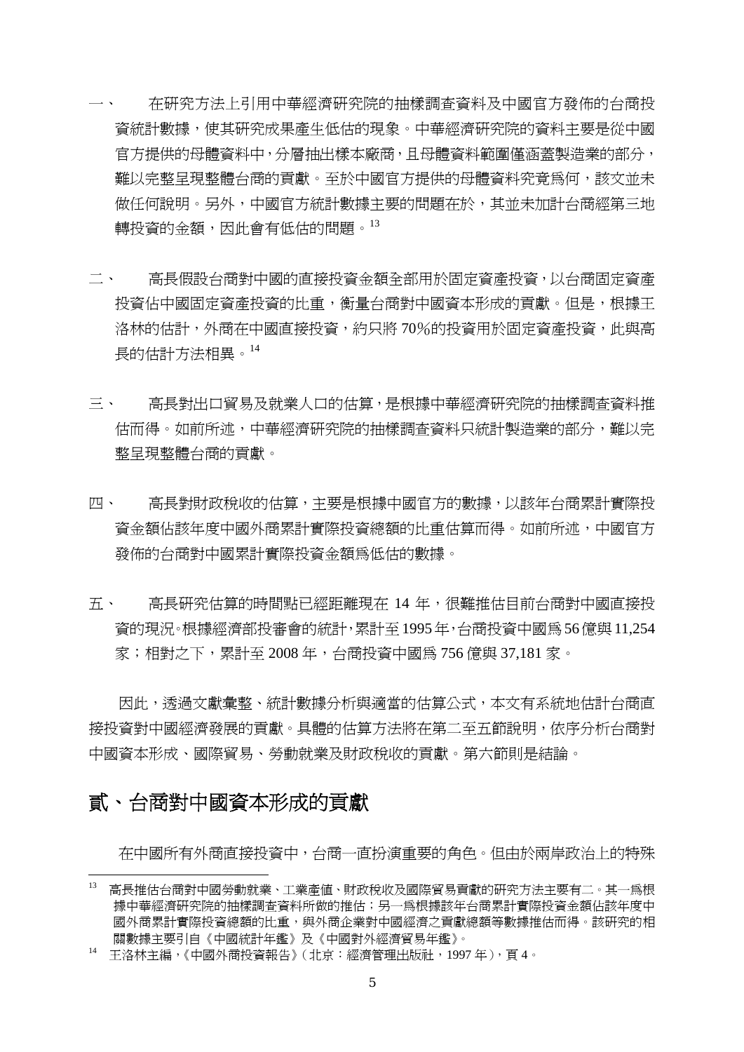一、　在研究方法上引用中華經濟研究院的抽樣調查資料及中國官方發佈的台商投資統計數據，使其研究成果產生低估的現象。中華經濟研究院的資料主要是從中國官方提供的母體資料中，分層抽出樣本廠商，且母體資料範圍僅涵蓋製造業的部分，難以完整呈現整體台商的貢獻。至於中國官方提供的母體資料究竟爲何，該文並未做任何說明。另外，中國官方統計數據主要的問題在於，其並未加計台商經第三地轉投資的金額，因此會有低估的問題。[13]

二、　高長假設台商對中國的直接投資金額全部用於固定資產投資，以台商固定資產投資佔中國固定資產投資的比重，衡量台商對中國資本形成的貢獻。但是，根據王洛林的估計，外商在中國直接投資，約只將 70%的投資用於固定資產投資，此與高長的估計方法相異。[14]

三、　高長對出口貿易及就業人口的估算，是根據中華經濟研究院的抽樣調查資料推估而得。如前所述，中華經濟研究院的抽樣調查資料只統計製造業的部分，難以完整呈現整體台商的貢獻。

四、　高長對財政稅收的估算，主要是根據中國官方的數據，以該年台商累計實際投資金額佔該年度中國外商累計實際投資總額的比重估算而得。如前所述，中國官方發佈的台商對中國累計實際投資金額爲低估的數據。

五、　高長研究估算的時間點已經距離現在 14 年，很難推估目前台商對中國直接投資的現況。根據經濟部投審會的統計，累計至 1995 年，台商投資中國爲 56 億與 11,254 家；相對之下，累計至 2008 年，台商投資中國爲 756 億與 37,181 家。

因此，透過文獻彙整、統計數據分析與適當的估算公式，本文有系統地估計台商直接投資對中國經濟發展的貢獻。具體的估算方法將在第二至五節說明，依序分析台商對中國資本形成、國際貿易、勞動就業及財政稅收的貢獻。第六節則是結論。

## 貳、台商對中國資本形成的貢獻

在中國所有外商直接投資中，台商一直扮演重要的角色。但由於兩岸政治上的特殊

---

[13] 高長推估台商對中國勞動就業、工業產值、財政稅收及國際貿易貢獻的研究方法主要有二。其一爲根據中華經濟研究院的抽樣調查資料所做的推估；另一爲根據該年台商累計實際投資金額佔該年度中國外商累計實際投資總額的比重，與外商企業對中國經濟之貢獻總額等數據推估而得。該研究的相關數據主要引自《中國統計年鑑》及《中國對外經濟貿易年鑑》。

[14] 王洛林主編，《中國外商投資報告》（北京：經濟管理出版社，1997 年），頁 4。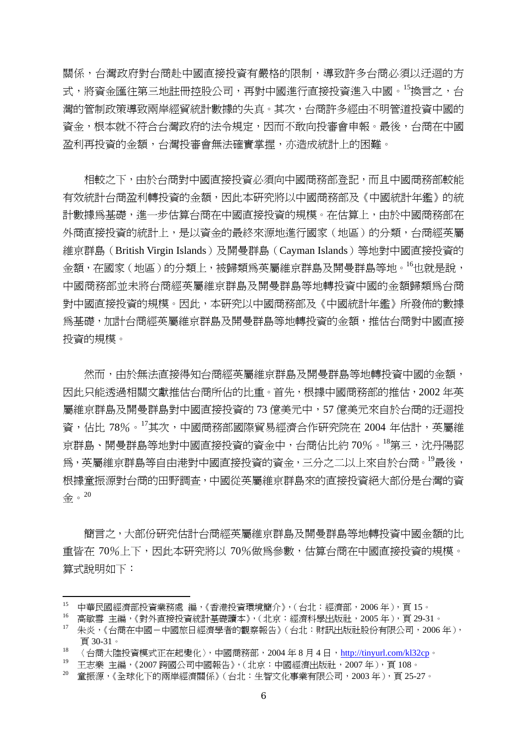關係，台灣政府對台商赴中國直接投資有嚴格的限制，導致許多台商必須以迂迴的方式，將資金匯往第三地註冊控股公司，再對中國進行直接投資進入中國。[15]換言之，台灣的管制政策導致兩岸經貿統計數據的失真。其次，台商許多經由不明管道投資中國的資金，根本就不符合台灣政府的法令規定，因而不敢向投審會申報。最後，台商在中國盈利再投資的金額，台灣投審會無法確實掌握，亦造成統計上的困難。

相較之下，由於台商對中國直接投資必須向中國商務部登記，而且中國商務部較能有效統計台商盈利轉投資的金額，因此本研究將以中國商務部及《中國統計年鑑》的統計數據爲基礎，進一步估算台商在中國直接投資的規模。在估算上，由於中國商務部在外商直接投資的統計上，是以資金的最終來源地進行國家（地區）的分類，台商經英屬維京群島（British Virgin Islands）及開曼群島（Cayman Islands）等地對中國直接投資的金額，在國家（地區）的分類上，被歸類爲英屬維京群島及開曼群島等地。[16]也就是說，中國商務部並未將台商經英屬維京群島及開曼群島等地轉投資中國的金額歸類爲台商對中國直接投資的規模。因此，本研究以中國商務部及《中國統計年鑑》所發佈的數據爲基礎，加計台商經英屬維京群島及開曼群島等地轉投資的金額，推估台商對中國直接投資的規模。

然而，由於無法直接得知台商經英屬維京群島及開曼群島等地轉投資中國的金額，因此只能透過相關文獻推估台商所佔的比重。首先，根據中國商務部的推估，2002 年英屬維京群島及開曼群島對中國直接投資的 73 億美元中，57 億美元來自於台商的迂迴投資，佔比 78%。[17]其次，中國商務部國際貿易經濟合作研究院在 2004 年估計，英屬維京群島、開曼群島等地對中國直接投資的資金中，台商佔比約 70%。[18]第三，沈丹陽認爲，英屬維京群島等自由港對中國直接投資的資金，三分之二以上來自於台商。[19]最後，根據童振源對台商的田野調查，中國從英屬維京群島來的直接投資絕大部份是台灣的資金。[20]

簡言之，大部份研究估計台商經英屬維京群島及開曼群島等地轉投資中國金額的比重皆在 70%上下，因此本研究將以 70%做爲參數，估算台商在中國直接投資的規模。算式說明如下：

---

[15] 中華民國經濟部投資業務處 編，《香港投資環境簡介》，（台北：經濟部，2006 年），頁 15。

[16] 高敏雪 主編，《對外直接投資統計基礎讀本》，（北京：經濟科學出版社，2005 年），頁 29-31。

[17] 朱炎，《台商在中國－中國旅日經濟學者的觀察報告》（台北：財訊出版社股份有限公司，2006 年），頁 30-31。

[18] 〈台商大陸投資模式正在起變化〉，中國商務部，2004 年 8 月 4 日，http://tinyurl.com/kl32cp。

[19] 王志樂 主編，《2007 跨國公司中國報告》，（北京：中國經濟出版社，2007 年），頁 108。

[20] 童振源，《全球化下的兩岸經濟關係》（台北：生智文化事業有限公司，2003 年），頁 25-27。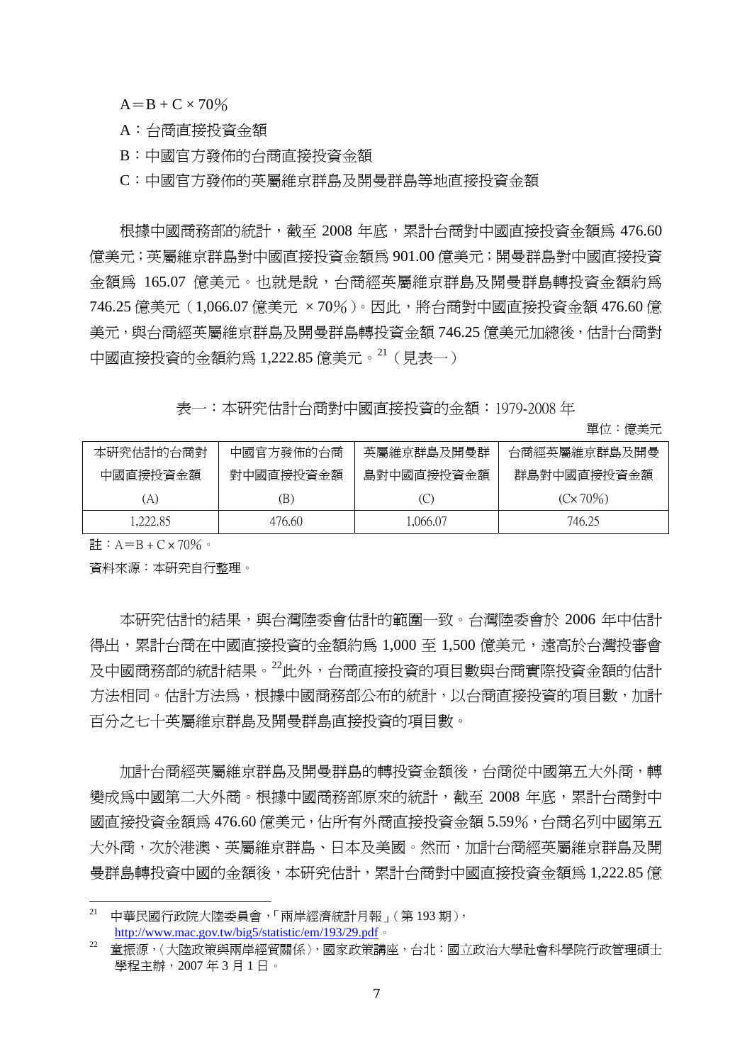A＝B + C × 70％

A：台商直接投資金額

B：中國官方發佈的台商直接投資金額

C：中國官方發佈的英屬維京群島及開曼群島等地直接投資金額

根據中國商務部的統計，截至 2008 年底，累計台商對中國直接投資金額爲 476.60 億美元；英屬維京群島對中國直接投資金額爲 901.00 億美元；開曼群島對中國直接投資金額爲 165.07 億美元。也就是說，台商經英屬維京群島及開曼群島轉投資金額約爲 746.25 億美元（1,066.07 億美元 ×70％）。因此，將台商對中國直接投資金額 476.60 億美元，與台商經英屬維京群島及開曼群島轉投資金額 746.25 億美元加總後，估計台商對中國直接投資的金額約爲 1,222.85 億美元。[21]（見表一）

表一：本研究估計台商對中國直接投資的金額：1979-2008 年

單位：億美元

| 本研究估計的台商對中國直接投資金額 (A) | 中國官方發佈的台商對中國直接投資金額 (B) | 英屬維京群島及開曼群島對中國直接投資金額 (C) | 台商經英屬維京群島及開曼群島對中國直接投資金額 (C× 70%) |
|---|---|---|---|
| 1,222.85 | 476.60 | 1,066.07 | 746.25 |

註：A＝B + C × 70%。

資料來源：本研究自行整理。

本研究估計的結果，與台灣陸委會估計的範圍一致。台灣陸委會於 2006 年中估計得出，累計台商在中國直接投資的金額約爲 1,000 至 1,500 億美元，遠高於台灣投審會及中國商務部的統計結果。[22]此外，台商直接投資的項目數與台商實際投資金額的估計方法相同。估計方法爲，根據中國商務部公布的統計，以台商直接投資的項目數，加計百分之七十英屬維京群島及開曼群島直接投資的項目數。

加計台商經英屬維京群島及開曼群島的轉投資金額後，台商從中國第五大外商，轉變成爲中國第二大外商。根據中國商務部原來的統計，截至 2008 年底，累計台商對中國直接投資金額爲 476.60 億美元，佔所有外商直接投資金額 5.59%，台商名列中國第五大外商，次於港澳、英屬維京群島、日本及美國。然而，加計台商經英屬維京群島及開曼群島轉投資中國的金額後，本研究估計，累計台商對中國直接投資金額爲 1,222.85 億

---

[21] 中華民國行政院大陸委員會，「兩岸經濟統計月報」（第 193 期），http://www.mac.gov.tw/big5/statistic/em/193/29.pdf。

[22] 童振源，〈大陸政策與兩岸經貿關係〉，國家政策講座，台北：國立政治大學社會科學院行政管理碩士學程主辦，2007 年 3 月 1 日。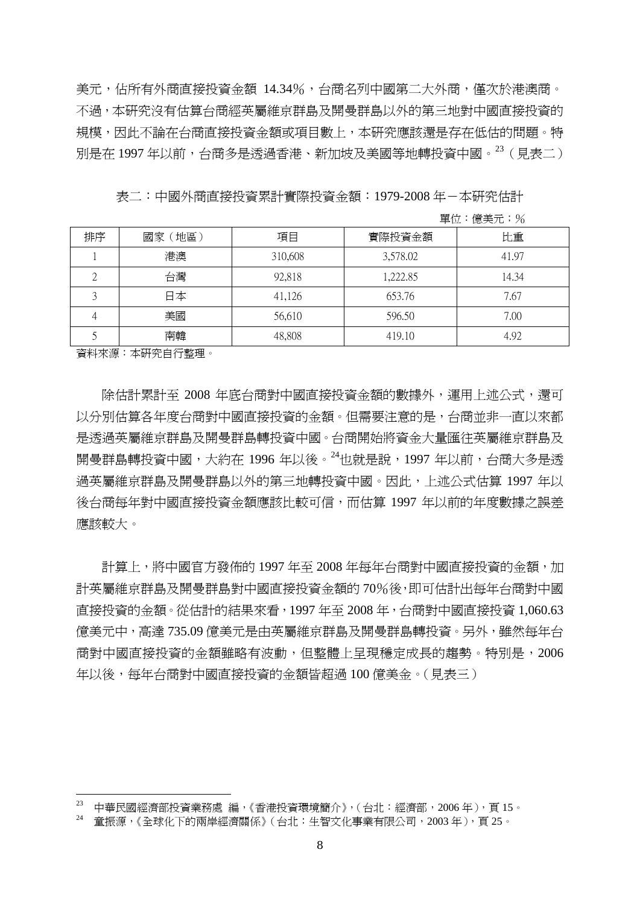美元，佔所有外商直接投資金額 14.34%，台商名列中國第二大外商，僅次於港澳商。不過，本研究沒有估算台商經英屬維京群島及開曼群島以外的第三地對中國直接投資的規模，因此不論在台商直接投資金額或項目數上，本研究應該還是存在低估的問題。特別是在 1997 年以前，台商多是透過香港、新加坡及美國等地轉投資中國。[23]（見表二）

表二：中國外商直接投資累計實際投資金額：1979-2008 年－本研究估計

單位：億美元；%

| 排序 | 國家（地區） | 項目 | 實際投資金額 | 比重 |
|---|---|---|---|---|
| 1 | 港澳 | 310,608 | 3,578.02 | 41.97 |
| 2 | 台灣 | 92,818 | 1,222.85 | 14.34 |
| 3 | 日本 | 41,126 | 653.76 | 7.67 |
| 4 | 美國 | 56,610 | 596.50 | 7.00 |
| 5 | 南韓 | 48,808 | 419.10 | 4.92 |

資料來源：本研究自行整理。

除估計累計至 2008 年底台商對中國直接投資金額的數據外，運用上述公式，還可以分別估算各年度台商對中國直接投資的金額。但需要注意的是，台商並非一直以來都是透過英屬維京群島及開曼群島轉投資中國。台商開始將資金大量匯往英屬維京群島及開曼群島轉投資中國，大約在 1996 年以後。[24]也就是說，1997 年以前，台商大多是透過英屬維京群島及開曼群島以外的第三地轉投資中國。因此，上述公式估算 1997 年以後台商每年對中國直接投資金額應該比較可信，而估算 1997 年以前的年度數據之誤差應該較大。

計算上，將中國官方發佈的 1997 年至 2008 年每年台商對中國直接投資的金額，加計英屬維京群島及開曼群島對中國直接投資金額的 70%後，即可估計出每年台商對中國直接投資的金額。從估計的結果來看，1997 年至 2008 年，台商對中國直接投資 1,060.63 億美元中，高達 735.09 億美元是由英屬維京群島及開曼群島轉投資。另外，雖然每年台商對中國直接投資的金額雖略有波動，但整體上呈現穩定成長的趨勢。特別是，2006 年以後，每年台商對中國直接投資的金額皆超過 100 億美金。（見表三）

[23] 中華民國經濟部投資業務處 編，《香港投資環境簡介》，（台北：經濟部，2006 年），頁 15。

[24] 童振源，《全球化下的兩岸經濟關係》（台北：生智文化事業有限公司，2003 年），頁 25。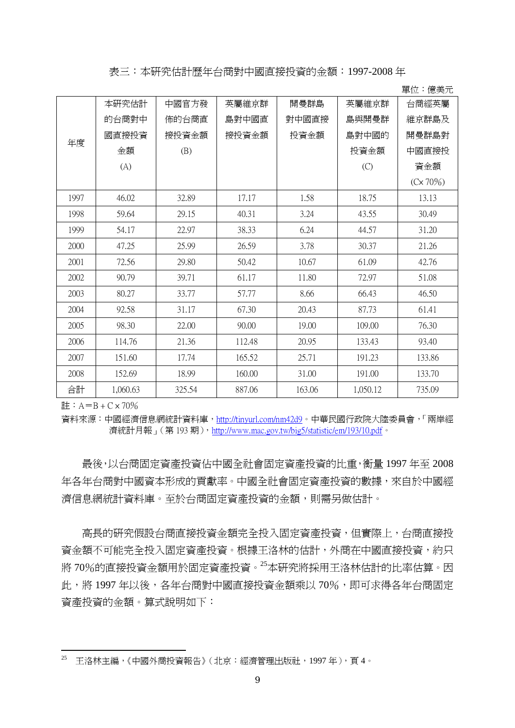表三：本研究估計歷年台商對中國直接投資的金額：1997-2008 年

單位：億美元

| 年度 | 本研究估計的台商對中國直接投資金額 (A) | 中國官方發佈的台商直接投資金額 (B) | 英屬維京群島對中國直接投資金額 | 開曼群島對中國直接投資金額 | 英屬維京群島與開曼群島對中國的投資金額 (C) | 台商經英屬維京群島及開曼群島對中國直接投資金額 (C× 70%) |
|---|---|---|---|---|---|---|
| 1997 | 46.02 | 32.89 | 17.17 | 1.58 | 18.75 | 13.13 |
| 1998 | 59.64 | 29.15 | 40.31 | 3.24 | 43.55 | 30.49 |
| 1999 | 54.17 | 22.97 | 38.33 | 6.24 | 44.57 | 31.20 |
| 2000 | 47.25 | 25.99 | 26.59 | 3.78 | 30.37 | 21.26 |
| 2001 | 72.56 | 29.80 | 50.42 | 10.67 | 61.09 | 42.76 |
| 2002 | 90.79 | 39.71 | 61.17 | 11.80 | 72.97 | 51.08 |
| 2003 | 80.27 | 33.77 | 57.77 | 8.66 | 66.43 | 46.50 |
| 2004 | 92.58 | 31.17 | 67.30 | 20.43 | 87.73 | 61.41 |
| 2005 | 98.30 | 22.00 | 90.00 | 19.00 | 109.00 | 76.30 |
| 2006 | 114.76 | 21.36 | 112.48 | 20.95 | 133.43 | 93.40 |
| 2007 | 151.60 | 17.74 | 165.52 | 25.71 | 191.23 | 133.86 |
| 2008 | 152.69 | 18.99 | 160.00 | 31.00 | 191.00 | 133.70 |
| 合計 | 1,060.63 | 325.54 | 887.06 | 163.06 | 1,050.12 | 735.09 |

註：A＝B＋C × 70%

資料來源：中國經濟信息網統計資料庫，http://tinyurl.com/nm42d9。中華民國行政院大陸委員會，「兩岸經濟統計月報」（第 193 期），http://www.mac.gov.tw/big5/statistic/em/193/10.pdf。

最後，以台商固定資產投資佔中國全社會固定資產投資的比重，衡量 1997 年至 2008 年各年台商對中國資本形成的貢獻率。中國全社會固定資產投資的數據，來自於中國經濟信息網統計資料庫。至於台商固定資產投資的金額，則需另做估計。

高長的研究假設台商直接投資金額完全投入固定資產投資，但實際上，台商直接投資金額不可能完全投入固定資產投資。根據王洛林的估計，外商在中國直接投資，約只將 70%的直接投資金額用於固定資產投資。[25]本研究將採用王洛林估計的比率估算。因此，將 1997 年以後，各年台商對中國直接投資金額乘以 70%，即可求得各年台商固定資產投資的金額。算式說明如下：

[25] 王洛林主編，《中國外商投資報告》（北京：經濟管理出版社，1997 年），頁 4。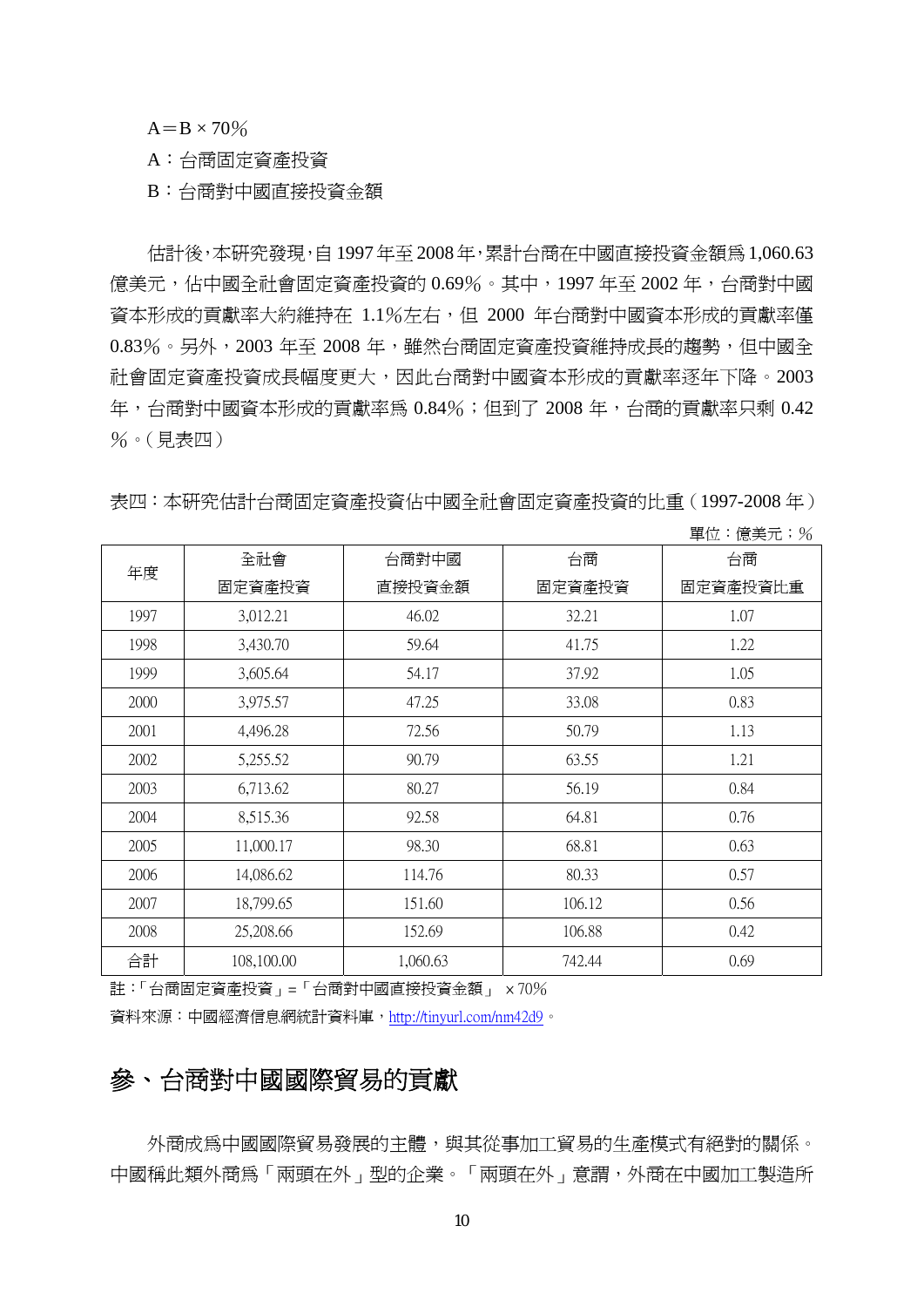A＝B × 70%

A：台商固定資產投資

B：台商對中國直接投資金額

估計後，本研究發現，自 1997 年至 2008 年，累計台商在中國直接投資金額爲 1,060.63 億美元，佔中國全社會固定資產投資的 0.69%。其中，1997 年至 2002 年，台商對中國資本形成的貢獻率大約維持在 1.1%左右，但 2000 年台商對中國資本形成的貢獻率僅 0.83%。另外，2003 年至 2008 年，雖然台商固定資產投資維持成長的趨勢，但中國全社會固定資產投資成長幅度更大，因此台商對中國資本形成的貢獻率逐年下降。2003 年，台商對中國資本形成的貢獻率爲 0.84%；但到了 2008 年，台商的貢獻率只剩 0.42%。（見表四）

表四：本研究估計台商固定資產投資佔中國全社會固定資產投資的比重（1997-2008 年）

單位：億美元；%

| 年度 | 全社會固定資產投資 | 台商對中國直接投資金額 | 台商固定資產投資 | 台商固定資產投資比重 |
|---|---|---|---|---|
| 1997 | 3,012.21 | 46.02 | 32.21 | 1.07 |
| 1998 | 3,430.70 | 59.64 | 41.75 | 1.22 |
| 1999 | 3,605.64 | 54.17 | 37.92 | 1.05 |
| 2000 | 3,975.57 | 47.25 | 33.08 | 0.83 |
| 2001 | 4,496.28 | 72.56 | 50.79 | 1.13 |
| 2002 | 5,255.52 | 90.79 | 63.55 | 1.21 |
| 2003 | 6,713.62 | 80.27 | 56.19 | 0.84 |
| 2004 | 8,515.36 | 92.58 | 64.81 | 0.76 |
| 2005 | 11,000.17 | 98.30 | 68.81 | 0.63 |
| 2006 | 14,086.62 | 114.76 | 80.33 | 0.57 |
| 2007 | 18,799.65 | 151.60 | 106.12 | 0.56 |
| 2008 | 25,208.66 | 152.69 | 106.88 | 0.42 |
| 合計 | 108,100.00 | 1,060.63 | 742.44 | 0.69 |

註：「台商固定資產投資」=「台商對中國直接投資金額」 × 70%

資料來源：中國經濟信息網統計資料庫，http://tinyurl.com/nm42d9。

## 參、台商對中國國際貿易的貢獻

外商成爲中國國際貿易發展的主體，與其從事加工貿易的生產模式有絕對的關係。中國稱此類外商爲「兩頭在外」型的企業。「兩頭在外」意謂，外商在中國加工製造所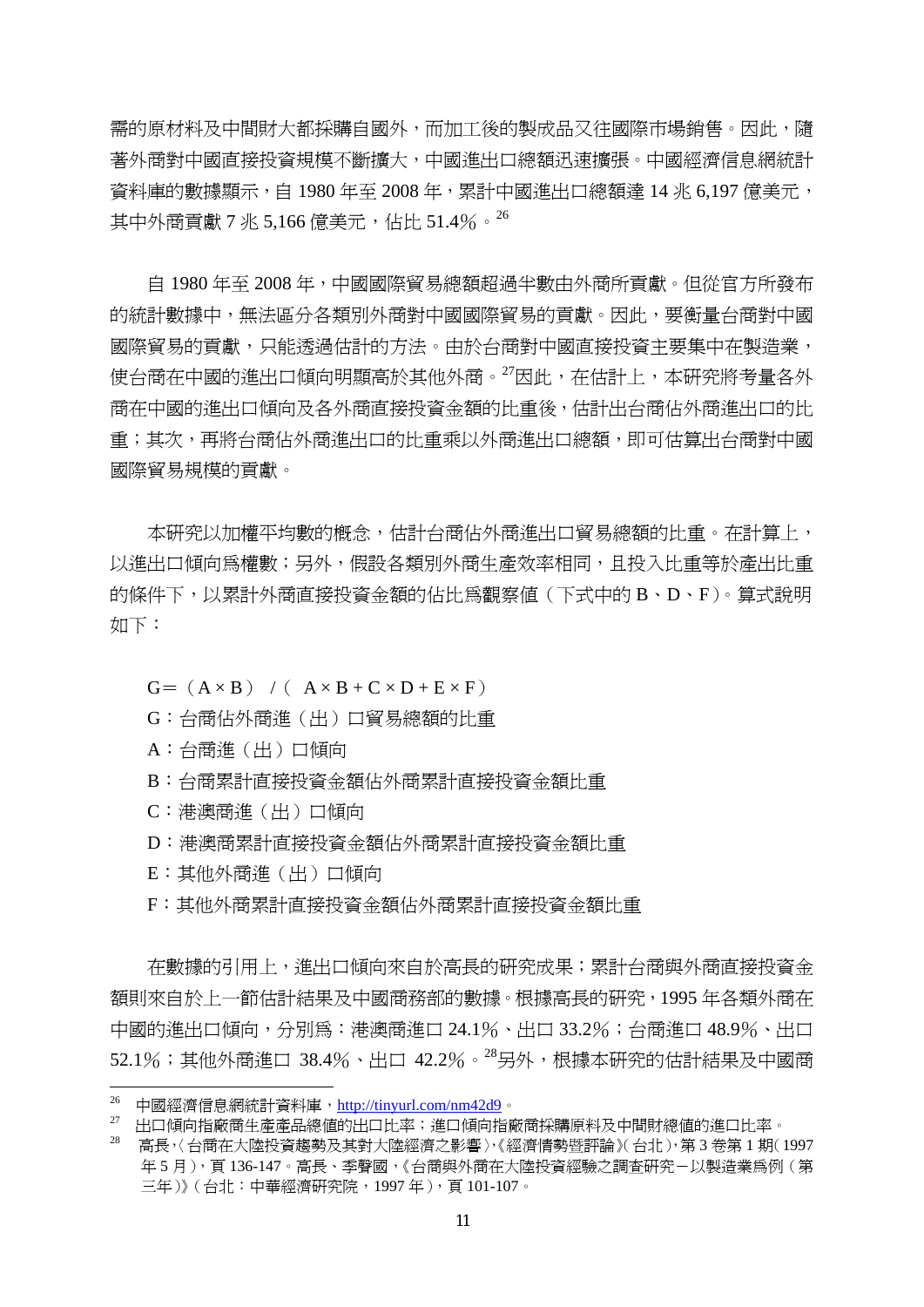需的原材料及中間財大都採購自國外，而加工後的製成品又往國際市場銷售。因此，隨著外商對中國直接投資規模不斷擴大，中國進出口總額迅速擴張。中國經濟信息網統計資料庫的數據顯示，自 1980 年至 2008 年，累計中國進出口總額達 14 兆 6,197 億美元，其中外商貢獻 7 兆 5,166 億美元，佔比 51.4%。[26]

自 1980 年至 2008 年，中國國際貿易總額超過半數由外商所貢獻。但從官方所發布的統計數據中，無法區分各類別外商對中國國際貿易的貢獻。因此，要衡量台商對中國國際貿易的貢獻，只能透過估計的方法。由於台商對中國直接投資主要集中在製造業，使台商在中國的進出口傾向明顯高於其他外商。[27]因此，在估計上，本研究將考量各外商在中國的進出口傾向及各外商直接投資金額的比重後，估計出台商佔外商進出口的比重；其次，再將台商佔外商進出口的比重乘以外商進出口總額，即可估算出台商對中國國際貿易規模的貢獻。

本研究以加權平均數的概念，估計台商佔外商進出口貿易總額的比重。在計算上，以進出口傾向為權數；另外，假設各類別外商生產效率相同，且投入比重等於產出比重的條件下，以累計外商直接投資金額的佔比為觀察值（下式中的 B、D、F）。算式說明如下：

$$G = (A \times B) \ / \ (A \times B + C \times D + E \times F)$$

G：台商佔外商進（出）口貿易總額的比重

A：台商進（出）口傾向

B：台商累計直接投資金額佔外商累計直接投資金額比重

C：港澳商進（出）口傾向

D：港澳商累計直接投資金額佔外商累計直接投資金額比重

E：其他外商進（出）口傾向

F：其他外商累計直接投資金額佔外商累計直接投資金額比重

在數據的引用上，進出口傾向來自於高長的研究成果；累計台商與外商直接投資金額則來自於上一節估計結果及中國商務部的數據。根據高長的研究，1995 年各類外商在中國的進出口傾向，分別為：港澳商進口 24.1%、出口 33.2%；台商進口 48.9%、出口 52.1%；其他外商進口 38.4%、出口 42.2%。[28]另外，根據本研究的估計結果及中國商

---

[26] 中國經濟信息網統計資料庫，http://tinyurl.com/nm42d9。

[27] 出口傾向指廠商生產產品總值的出口比率；進口傾向指廠商採購原料及中間財總值的進口比率。

[28] 高長，〈台商在大陸投資趨勢及其對大陸經濟之影響〉，《經濟情勢暨評論》（台北），第 3 卷第 1 期（1997 年 5 月），頁 136-147。高長、季聲國，《台商與外商在大陸投資經驗之調查研究－以製造業為例（第三年）》（台北：中華經濟研究院，1997 年），頁 101-107。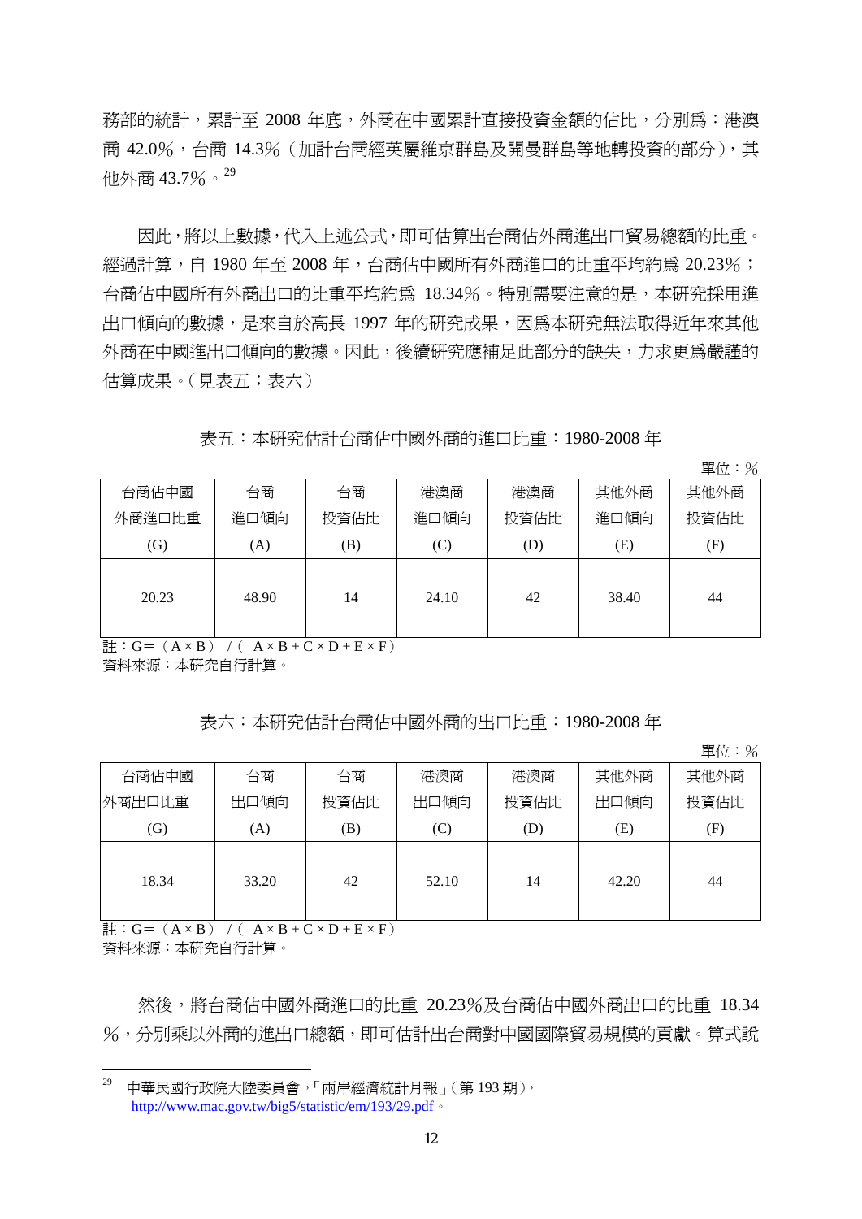務部的統計，累計至 2008 年底，外商在中國累計直接投資金額的佔比，分別為：港澳商 42.0%，台商 14.3%（加計台商經英屬維京群島及開曼群島等地轉投資的部分），其他外商 43.7%。[29]

因此，將以上數據，代入上述公式，即可估算出台商佔外商進出口貿易總額的比重。經過計算，自 1980 年至 2008 年，台商佔中國所有外商進口的比重平均約為 20.23%；台商佔中國所有外商出口的比重平均約為 18.34%。特別需要注意的是，本研究採用進出口傾向的數據，是來自於高長 1997 年的研究成果，因為本研究無法取得近年來其他外商在中國進出口傾向的數據。因此，後續研究應補足此部分的缺失，力求更為嚴謹的估算成果。（見表五；表六）

表五：本研究估計台商佔中國外商的進口比重：1980-2008 年

單位：%

| 台商佔中國外商進口比重 (G) | 台商進口傾向 (A) | 台商投資佔比 (B) | 港澳商進口傾向 (C) | 港澳商投資佔比 (D) | 其他外商進口傾向 (E) | 其他外商投資佔比 (F) |
|---|---|---|---|---|---|---|
| 20.23 | 48.90 | 14 | 24.10 | 42 | 38.40 | 44 |

註：G=（A×B）/（A×B+C×D+E×F）
資料來源：本研究自行計算。

表六：本研究估計台商佔中國外商的出口比重：1980-2008 年

單位：%

| 台商佔中國外商出口比重 (G) | 台商出口傾向 (A) | 台商投資佔比 (B) | 港澳商出口傾向 (C) | 港澳商投資佔比 (D) | 其他外商出口傾向 (E) | 其他外商投資佔比 (F) |
|---|---|---|---|---|---|---|
| 18.34 | 33.20 | 42 | 52.10 | 14 | 42.20 | 44 |

註：G=（A×B）/（A×B+C×D+E×F）
資料來源：本研究自行計算。

然後，將台商佔中國外商進口的比重 20.23%及台商佔中國外商出口的比重 18.34%，分別乘以外商的進出口總額，即可估計出台商對中國國際貿易規模的貢獻。算式說

[29] 中華民國行政院大陸委員會，「兩岸經濟統計月報」（第 193 期），http://www.mac.gov.tw/big5/statistic/em/193/29.pdf。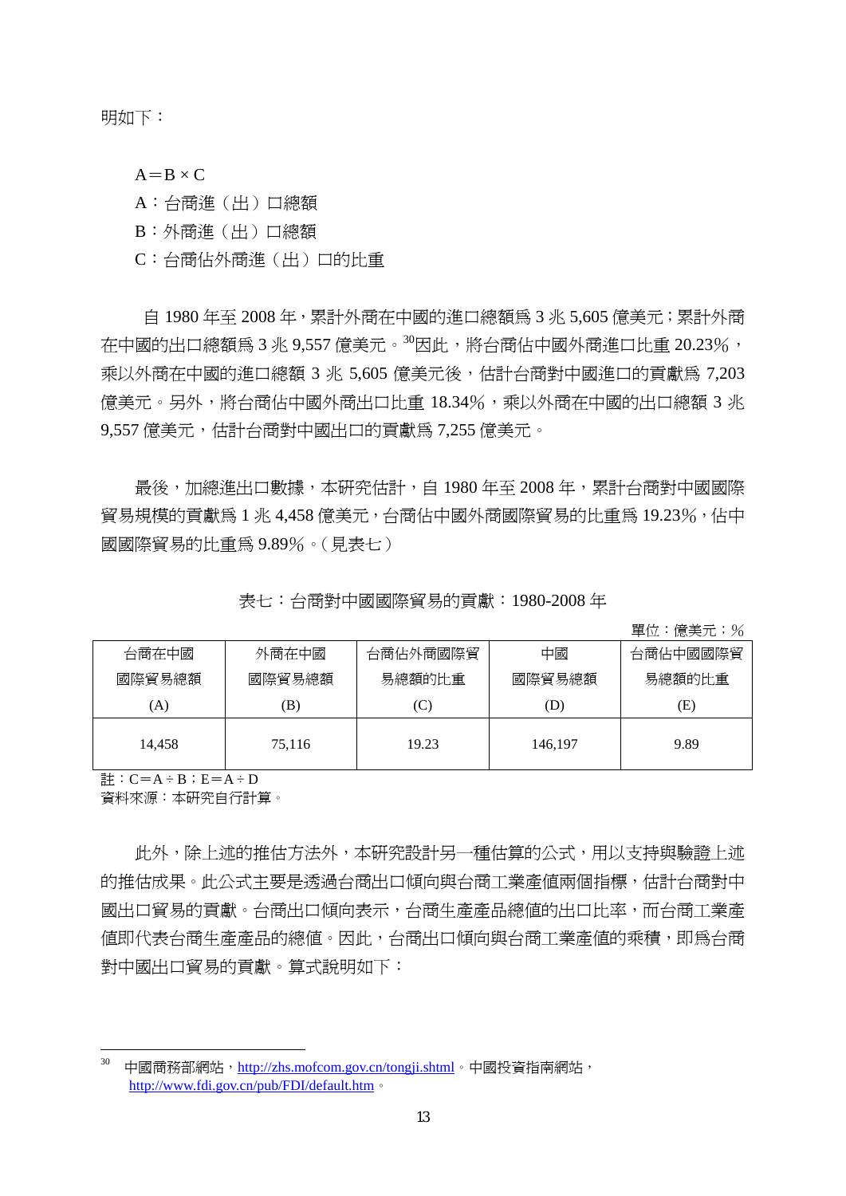明如下：

$A = B \times C$

A：台商進（出）口總額

B：外商進（出）口總額

C：台商佔外商進（出）口的比重

自 1980 年至 2008 年，累計外商在中國的進口總額爲 3 兆 5,605 億美元；累計外商在中國的出口總額爲 3 兆 9,557 億美元。[30]因此，將台商佔中國外商進口比重 20.23%，乘以外商在中國的進口總額 3 兆 5,605 億美元後，估計台商對中國進口的貢獻爲 7,203 億美元。另外，將台商佔中國外商出口比重 18.34%，乘以外商在中國的出口總額 3 兆 9,557 億美元，估計台商對中國出口的貢獻爲 7,255 億美元。

最後，加總進出口數據，本研究估計，自 1980 年至 2008 年，累計台商對中國國際貿易規模的貢獻爲 1 兆 4,458 億美元，台商佔中國外商國際貿易的比重爲 19.23%，佔中國國際貿易的比重爲 9.89%。（見表七）

表七：台商對中國國際貿易的貢獻：1980-2008 年

單位：億美元；%

| 台商在中國國際貿易總額 (A) | 外商在中國國際貿易總額 (B) | 台商佔外商國際貿易總額的比重 (C) | 中國國際貿易總額 (D) | 台商佔中國國際貿易總額的比重 (E) |
|---|---|---|---|---|
| 14,458 | 75,116 | 19.23 | 146,197 | 9.89 |

註：$C = A \div B$；$E = A \div D$

資料來源：本研究自行計算。

此外，除上述的推估方法外，本研究設計另一種估算的公式，用以支持與驗證上述的推估成果。此公式主要是透過台商出口傾向與台商工業產值兩個指標，估計台商對中國出口貿易的貢獻。台商出口傾向表示，台商生產產品總值的出口比率，而台商工業產值即代表台商生產產品的總值。因此，台商出口傾向與台商工業產值的乘積，即爲台商對中國出口貿易的貢獻。算式說明如下：

---

[30] 中國商務部網站，http://zhs.mofcom.gov.cn/tongji.shtml。中國投資指南網站，http://www.fdi.gov.cn/pub/FDI/default.htm。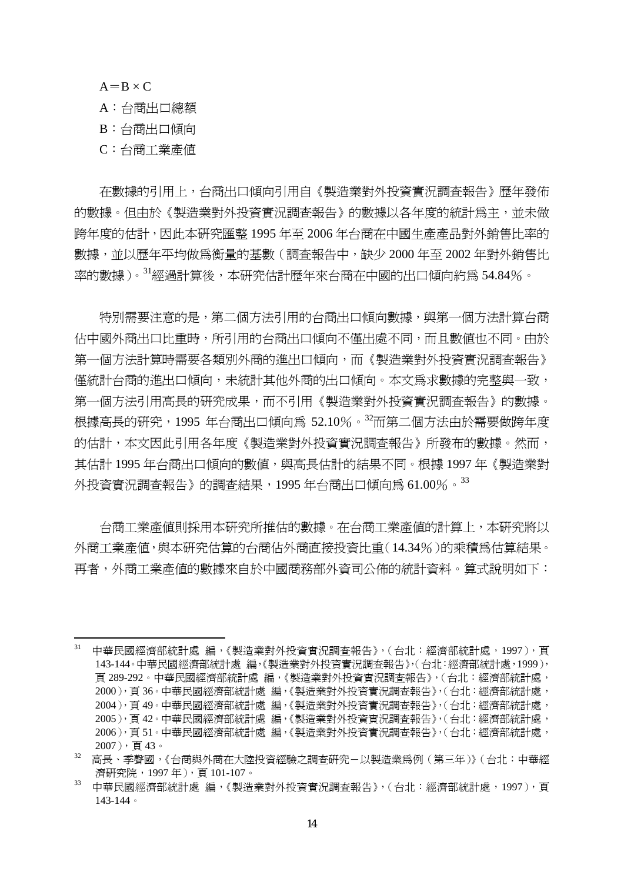$A = B \times C$

A：台商出口總額

B：台商出口傾向

C：台商工業產值

在數據的引用上，台商出口傾向引用自《製造業對外投資實況調查報告》歷年發佈的數據。但由於《製造業對外投資實況調查報告》的數據以各年度的統計為主，並未做跨年度的估計，因此本研究匯整 1995 年至 2006 年台商在中國生產產品對外銷售比率的數據，並以歷年平均做為衡量的基數（調查報告中，缺少 2000 年至 2002 年對外銷售比率的數據）。[31]經過計算後，本研究估計歷年來台商在中國的出口傾向約為 54.84％。

特別需要注意的是，第二個方法引用的台商出口傾向數據，與第一個方法計算台商佔中國外商出口比重時，所引用的台商出口傾向不僅出處不同，而且數值也不同。由於第一個方法計算時需要各類別外商的進出口傾向，而《製造業對外投資實況調查報告》僅統計台商的進出口傾向，未統計其他外商的出口傾向。本文為求數據的完整與一致，第一個方法引用高長的研究成果，而不引用《製造業對外投資實況調查報告》的數據。根據高長的研究，1995 年台商出口傾向為 52.10％。[32]而第二個方法由於需要做跨年度的估計，本文因此引用各年度《製造業對外投資實況調查報告》所發布的數據。然而，其估計 1995 年台商出口傾向的數值，與高長估計的結果不同。根據 1997 年《製造業對外投資實況調查報告》的調查結果，1995 年台商出口傾向為 61.00％。[33]

台商工業產值則採用本研究所推估的數據。在台商工業產值的計算上，本研究將以外商工業產值，與本研究估算的台商佔外商直接投資比重（14.34％）的乘積為估算結果。再者，外商工業產值的數據來自於中國商務部外資司公佈的統計資料。算式說明如下：

---

[31] 中華民國經濟部統計處 編，《製造業對外投資實況調查報告》，（台北：經濟部統計處，1997），頁 143-144。中華民國經濟部統計處 編，《製造業對外投資實況調查報告》，（台北：經濟部統計處，1999），頁 289-292。中華民國經濟部統計處 編，《製造業對外投資實況調查報告》，（台北：經濟部統計處，2000），頁 36。中華民國經濟部統計處 編，《製造業對外投資實況調查報告》，（台北：經濟部統計處，2004），頁 49。中華民國經濟部統計處 編，《製造業對外投資實況調查報告》，（台北：經濟部統計處，2005），頁 42。中華民國經濟部統計處 編，《製造業對外投資實況調查報告》，（台北：經濟部統計處，2006），頁 51。中華民國經濟部統計處 編，《製造業對外投資實況調查報告》，（台北：經濟部統計處，2007），頁 43。

[32] 高長、季聲國，《台商與外商在大陸投資經驗之調查研究－以製造業為例（第三年）》（台北：中華經濟研究院，1997 年），頁 101-107。

[33] 中華民國經濟部統計處 編，《製造業對外投資實況調查報告》，（台北：經濟部統計處，1997），頁 143-144。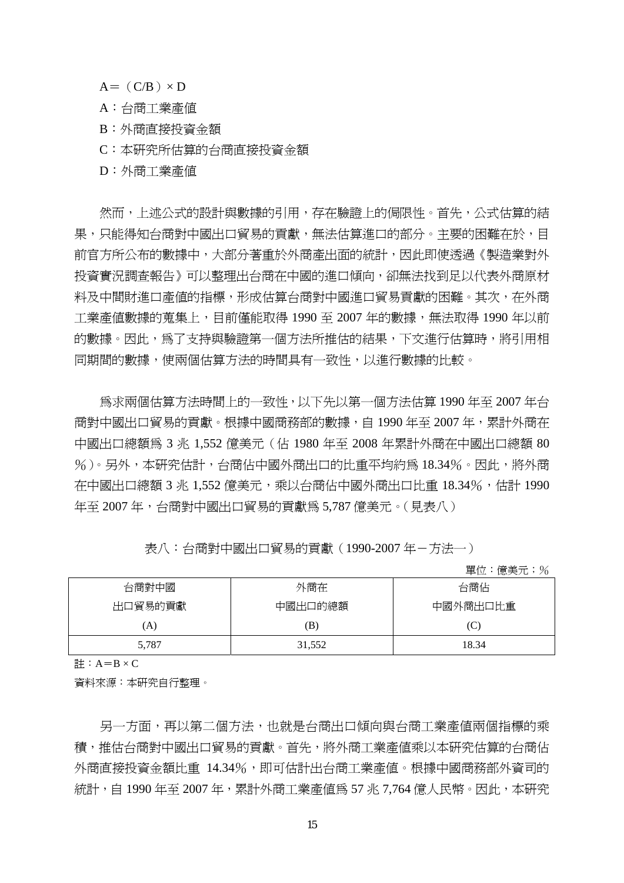A＝（C/B）× D

A：台商工業產值

B：外商直接投資金額

C：本研究所估算的台商直接投資金額

D：外商工業產值

然而，上述公式的設計與數據的引用，存在驗證上的侷限性。首先，公式估算的結果，只能得知台商對中國出口貿易的貢獻，無法估算進口的部分。主要的困難在於，目前官方所公布的數據中，大部分著重於外商產出面的統計，因此即使透過《製造業對外投資實況調查報告》可以整理出台商在中國的進口傾向，卻無法找到足以代表外商原材料及中間財進口產值的指標，形成估算台商對中國進口貿易貢獻的困難。其次，在外商工業產值數據的蒐集上，目前僅能取得 1990 至 2007 年的數據，無法取得 1990 年以前的數據。因此，爲了支持與驗證第一個方法所推估的結果，下文進行估算時，將引用相同期間的數據，使兩個估算方法的時間具有一致性，以進行數據的比較。

爲求兩個估算方法時間上的一致性，以下先以第一個方法估算 1990 年至 2007 年台商對中國出口貿易的貢獻。根據中國商務部的數據，自 1990 年至 2007 年，累計外商在中國出口總額爲 3 兆 1,552 億美元（佔 1980 年至 2008 年累計外商在中國出口總額 80％）。另外，本研究估計，台商佔中國外商出口的比重平均約爲 18.34％。因此，將外商在中國出口總額 3 兆 1,552 億美元，乘以台商佔中國外商出口比重 18.34％，估計 1990 年至 2007 年，台商對中國出口貿易的貢獻爲 5,787 億美元。（見表八）

表八：台商對中國出口貿易的貢獻（1990-2007 年－方法一）

單位：億美元；％

| 台商對中國出口貿易的貢獻 (A) | 外商在中國出口的總額 (B) | 台商佔中國外商出口比重 (C) |
|---|---|---|
| 5,787 | 31,552 | 18.34 |

註：A＝B × C

資料來源：本研究自行整理。

另一方面，再以第二個方法，也就是台商出口傾向與台商工業產值兩個指標的乘積，推估台商對中國出口貿易的貢獻。首先，將外商工業產值乘以本研究估算的台商佔外商直接投資金額比重 14.34％，即可估計出台商工業產值。根據中國商務部外資司的統計，自 1990 年至 2007 年，累計外商工業產值爲 57 兆 7,764 億人民幣。因此，本研究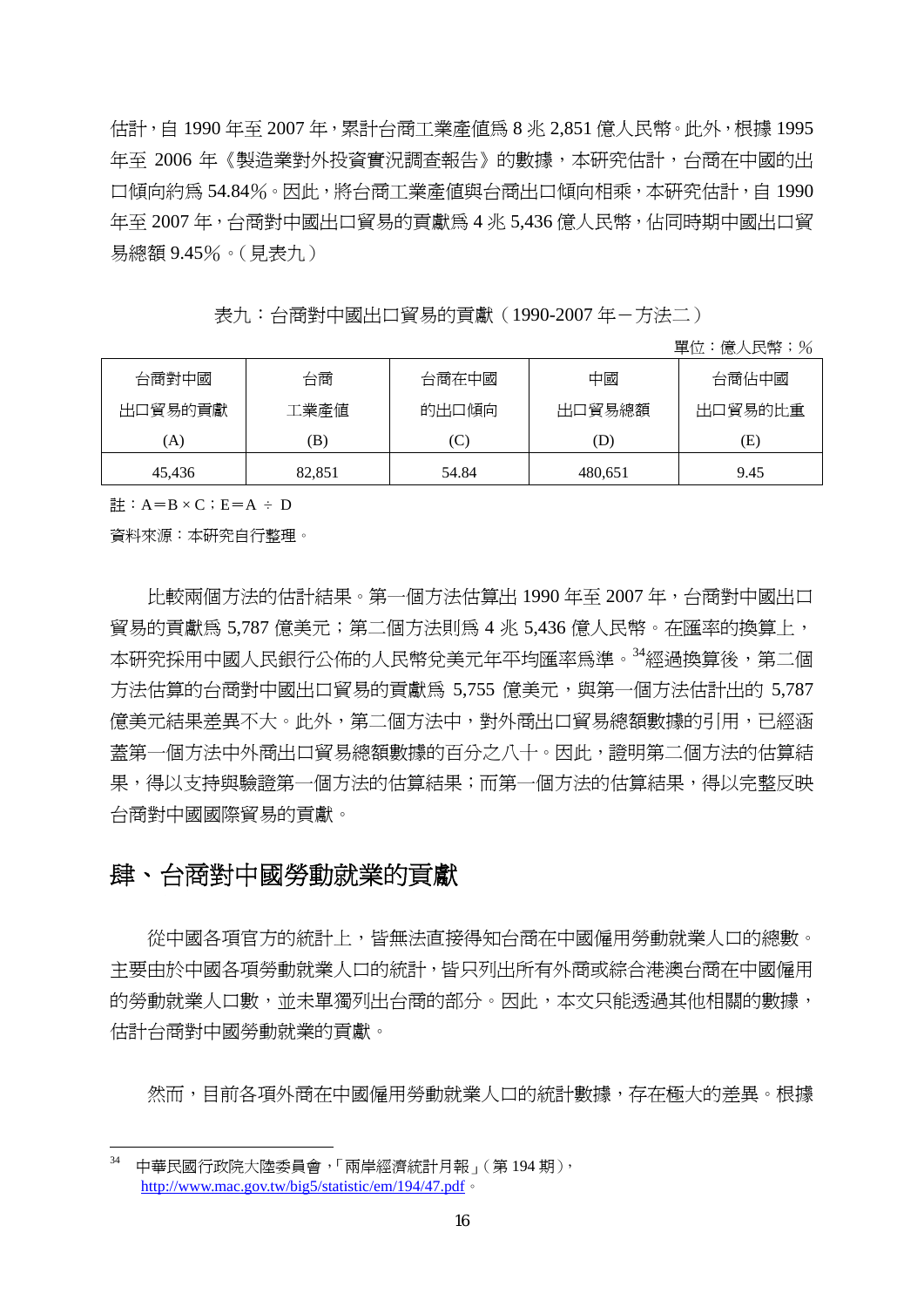估計，自 1990 年至 2007 年，累計台商工業產值為 8 兆 2,851 億人民幣。此外，根據 1995 年至 2006 年《製造業對外投資實況調查報告》的數據，本研究估計，台商在中國的出口傾向約為 54.84%。因此，將台商工業產值與台商出口傾向相乘，本研究估計，自 1990 年至 2007 年，台商對中國出口貿易的貢獻為 4 兆 5,436 億人民幣，佔同時期中國出口貿易總額 9.45%。（見表九）

表九：台商對中國出口貿易的貢獻（1990-2007 年－方法二）

單位：億人民幣；%

| 台商對中國出口貿易的貢獻 (A) | 台商工業產值 (B) | 台商在中國的出口傾向 (C) | 中國出口貿易總額 (D) | 台商佔中國出口貿易的比重 (E) |
|---|---|---|---|---|
| 45,436 | 82,851 | 54.84 | 480,651 | 9.45 |

註：A＝B × C；E＝A ÷ D

資料來源：本研究自行整理。

比較兩個方法的估計結果。第一個方法估算出 1990 年至 2007 年，台商對中國出口貿易的貢獻為 5,787 億美元；第二個方法則為 4 兆 5,436 億人民幣。在匯率的換算上，本研究採用中國人民銀行公佈的人民幣兌美元年平均匯率為準。[34]經過換算後，第二個方法估算的台商對中國出口貿易的貢獻為 5,755 億美元，與第一個方法估計出的 5,787 億美元結果差異不大。此外，第二個方法中，對外商出口貿易總額數據的引用，已經涵蓋第一個方法中外商出口貿易總額數據的百分之八十。因此，證明第二個方法的估算結果，得以支持與驗證第一個方法的估算結果；而第一個方法的估算結果，得以完整反映台商對中國國際貿易的貢獻。

## 肆、台商對中國勞動就業的貢獻

從中國各項官方的統計上，皆無法直接得知台商在中國僱用勞動就業人口的總數。主要由於中國各項勞動就業人口的統計，皆只列出所有外商或綜合港澳台商在中國僱用的勞動就業人口數，並未單獨列出台商的部分。因此，本文只能透過其他相關的數據，估計台商對中國勞動就業的貢獻。

然而，目前各項外商在中國僱用勞動就業人口的統計數據，存在極大的差異。根據

[34] 中華民國行政院大陸委員會，「兩岸經濟統計月報」（第 194 期），http://www.mac.gov.tw/big5/statistic/em/194/47.pdf。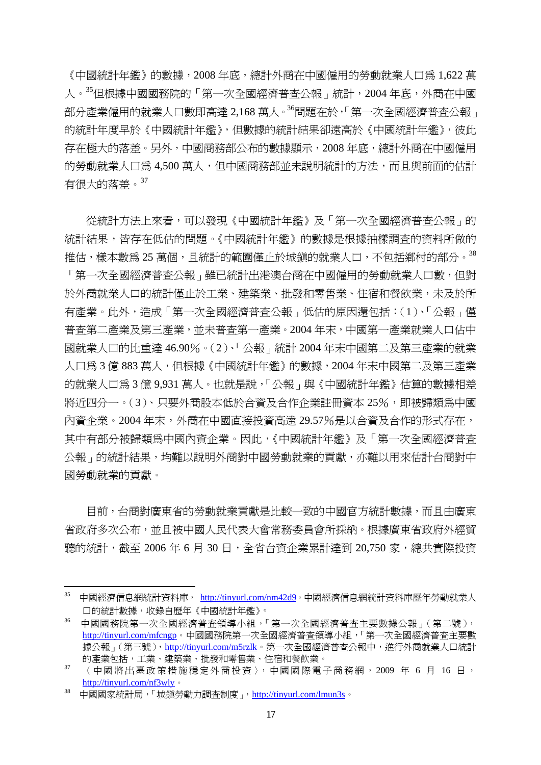《中國統計年鑑》的數據，2008 年底，總計外商在中國僱用的勞動就業人口爲 1,622 萬人。[35]但根據中國國務院的「第一次全國經濟普查公報」統計，2004 年底，外商在中國部分產業僱用的就業人口數即高達 2,168 萬人。[36]問題在於，「第一次全國經濟普查公報」的統計年度早於《中國統計年鑑》，但數據的統計結果卻遠高於《中國統計年鑑》，彼此存在極大的落差。另外，中國商務部公布的數據顯示，2008 年底，總計外商在中國僱用的勞動就業人口爲 4,500 萬人，但中國商務部並未說明統計的方法，而且與前面的估計有很大的落差。[37]

從統計方法上來看，可以發現《中國統計年鑑》及「第一次全國經濟普查公報」的統計結果，皆存在低估的問題。《中國統計年鑑》的數據是根據抽樣調查的資料所做的推估，樣本數爲 25 萬個，且統計的範圍僅止於城鎮的就業人口，不包括鄉村的部分。[38]「第一次全國經濟普查公報」雖已統計出港澳台商在中國僱用的勞動就業人口數，但對於外商就業人口的統計僅止於工業、建築業、批發和零售業、住宿和餐飲業，未及於所有產業。此外，造成「第一次全國經濟普查公報」低估的原因還包括：(1)、「公報」僅普查第二產業及第三產業，並未普查第一產業。2004 年末，中國第一產業就業人口佔中國就業人口的比重達 46.90%。(2)、「公報」統計 2004 年末中國第二及第三產業的就業人口爲 3 億 883 萬人，但根據《中國統計年鑑》的數據，2004 年末中國第二及第三產業的就業人口爲 3 億 9,931 萬人。也就是說，「公報」與《中國統計年鑑》估算的數據相差將近四分一。(3)、只要外商股本低於合資及合作企業註冊資本 25%，即被歸類爲中國內資企業。2004 年末，外商在中國直接投資高達 29.57%是以合資及合作的形式存在，其中有部分被歸類爲中國內資企業。因此，《中國統計年鑑》及「第一次全國經濟普查公報」的統計結果，均難以說明外商對中國勞動就業的貢獻，亦難以用來估計台商對中國勞動就業的貢獻。

目前，台商對廣東省的勞動就業貢獻是比較一致的中國官方統計數據，而且由廣東省政府多次公布，並且被中國人民代表大會常務委員會所採納。根據廣東省政府外經貿廳的統計，截至 2006 年 6 月 30 日，全省台資企業累計達到 20,750 家，總共實際投資

---

[35] 中國經濟信息網統計資料庫，http://tinyurl.com/nm42d9。中國經濟信息網統計資料庫歷年勞動就業人口的統計數據，收錄自歷年《中國統計年鑑》。

[36] 中國國務院第一次全國經濟普查領導小組，「第一次全國經濟普查主要數據公報」(第二號)，http://tinyurl.com/mfcngp。中國國務院第一次全國經濟普查領導小組，「第一次全國經濟普查主要數據公報」(第三號)，http://tinyurl.com/m5rzlk。第一次全國經濟普查公報中，進行外商就業人口統計的產業包括，工業、建築業、批發和零售業、住宿和餐飲業。

[37] 〈中國將出臺政策措施穩定外商投資〉，中國國際電子商務網，2009 年 6 月 16 日，http://tinyurl.com/nf3wly。

[38] 中國國家統計局，「城鎮勞動力調查制度」，http://tinyurl.com/lmun3s。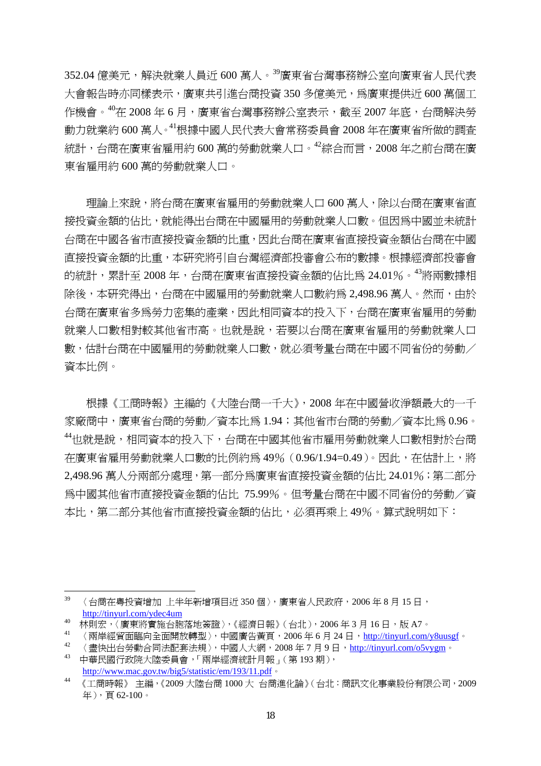352.04 億美元，解決就業人員近 600 萬人。[39]廣東省台灣事務辦公室向廣東省人民代表大會報告時亦同樣表示，廣東共引進台商投資 350 多億美元，爲廣東提供近 600 萬個工作機會。[40]在 2008 年 6 月，廣東省台灣事務辦公室表示，截至 2007 年底，台商解決勞動力就業約 600 萬人。[41]根據中國人民代表大會常務委員會 2008 年在廣東省所做的調查統計，台商在廣東省雇用約 600 萬的勞動就業人口。[42]綜合而言，2008 年之前台商在廣東省雇用約 600 萬的勞動就業人口。

理論上來說，將台商在廣東省雇用的勞動就業人口 600 萬人，除以台商在廣東省直接投資金額的佔比，就能得出台商在中國雇用的勞動就業人口數。但因爲中國並未統計台商在中國各省市直接投資金額的比重，因此台商在廣東省直接投資金額佔台商在中國直接投資金額的比重，本研究將引自台灣經濟部投審會公布的數據。根據經濟部投審會的統計，累計至 2008 年，台商在廣東省直接投資金額的佔比爲 24.01%。[43]將兩數據相除後，本研究得出，台商在中國雇用的勞動就業人口數約爲 2,498.96 萬人。然而，由於台商在廣東省多爲勞力密集的產業，因此相同資本的投入下，台商在廣東省雇用的勞動就業人口數相對較其他省市高。也就是說，若要以台商在廣東省雇用的勞動就業人口數，估計台商在中國雇用的勞動就業人口數，就必須考量台商在中國不同省份的勞動／資本比例。

根據《工商時報》主編的《大陸台商一千大》，2008 年在中國營收淨額最大的一千家廠商中，廣東省台商的勞動／資本比爲 1.94；其他省市台商的勞動／資本比爲 0.96。[44]也就是說，相同資本的投入下，台商在中國其他省市雇用勞動就業人口數相對於台商在廣東省雇用勞動就業人口數的比例約爲 49%（0.96/1.94=0.49）。因此，在估計上，將 2,498.96 萬人分兩部分處理，第一部分爲廣東省直接投資金額的佔比 24.01%；第二部分爲中國其他省市直接投資金額的佔比 75.99%。但考量台商在中國不同省份的勞動／資本比，第二部分其他省市直接投資金額的佔比，必須再乘上 49%。算式說明如下：

---

[39] 〈台商在粵投資增加 上半年新增項目近 350 個〉，廣東省人民政府，2006 年 8 月 15 日，http://tinyurl.com/ydec4um

[40] 林則宏，〈廣東將實施台胞落地簽證〉，《經濟日報》（台北），2006 年 3 月 16 日，版 A7。

[41] 〈兩岸經貿面臨向全面開放轉型〉，中國廣告黃頁，2006 年 6 月 24 日，http://tinyurl.com/y8uusgf。

[42] 〈盡快出台勞動合同法配套法規〉，中國人大網，2008 年 7 月 9 日，http://tinyurl.com/o5vygm。

[43] 中華民國行政院大陸委員會，「兩岸經濟統計月報」（第 193 期），http://www.mac.gov.tw/big5/statistic/em/193/11.pdf。

[44] 《工商時報》 主編，《2009 大陸台商 1000 大 台商進化論》（台北：商訊文化事業股份有限公司，2009 年），頁 62-100。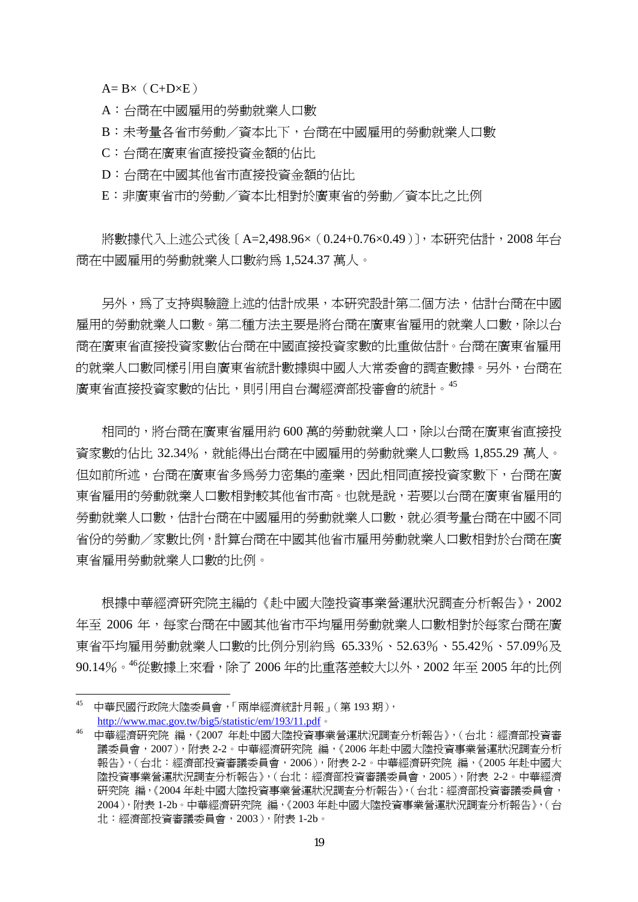$A= B\times (C+D\times E)$

A：台商在中國雇用的勞動就業人口數

B：未考量各省市勞動／資本比下，台商在中國雇用的勞動就業人口數

C：台商在廣東省直接投資金額的佔比

D：台商在中國其他省市直接投資金額的佔比

E：非廣東省市的勞動／資本比相對於廣東省的勞動／資本比之比例

將數據代入上述公式後〔$A=2{,}498.96\times(0.24+0.76\times0.49)$〕，本研究估計，2008 年台商在中國雇用的勞動就業人口數約為 1,524.37 萬人。

另外，為了支持與驗證上述的估計成果，本研究設計第二個方法，估計台商在中國雇用的勞動就業人口數。第二種方法主要是將台商在廣東省雇用的就業人口數，除以台商在廣東省直接投資家數佔台商在中國直接投資家數的比重做估計。台商在廣東省雇用的就業人口數同樣引用自廣東省統計數據與中國人大常委會的調查數據。另外，台商在廣東省直接投資家數的佔比，則引用自台灣經濟部投審會的統計。[45]

相同的，將台商在廣東省雇用約 600 萬的勞動就業人口，除以台商在廣東省直接投資家數的佔比 32.34%，就能得出台商在中國雇用的勞動就業人口數為 1,855.29 萬人。但如前所述，台商在廣東省多為勞力密集的產業，因此相同直接投資家數下，台商在廣東省雇用的勞動就業人口數相對較其他省市高。也就是說，若要以台商在廣東省雇用的勞動就業人口數，估計台商在中國雇用的勞動就業人口數，就必須考量台商在中國不同省份的勞動／家數比例，計算台商在中國其他省市雇用勞動就業人口數相對於台商在廣東省雇用勞動就業人口數的比例。

根據中華經濟研究院主編的《赴中國大陸投資事業營運狀況調查分析報告》，2002 年至 2006 年，每家台商在中國其他省市平均雇用勞動就業人口數相對於每家台商在廣東省平均雇用勞動就業人口數的比例分別約為 65.33%、52.63%、55.42%、57.09%及 90.14%。[46]從數據上來看，除了 2006 年的比重落差較大以外，2002 年至 2005 年的比例

---

[45] 中華民國行政院大陸委員會，「兩岸經濟統計月報」(第 193 期)，http://www.mac.gov.tw/big5/statistic/em/193/11.pdf。

[46] 中華經濟研究院 編，《2007 年赴中國大陸投資事業營運狀況調查分析報告》，(台北：經濟部投資審議委員會，2007)，附表 2-2。中華經濟研究院 編，《2006 年赴中國大陸投資事業營運狀況調查分析報告》，(台北：經濟部投資審議委員會，2006)，附表 2-2。中華經濟研究院 編，《2005 年赴中國大陸投資事業營運狀況調查分析報告》，(台北：經濟部投資審議委員會，2005)，附表 2-2。中華經濟研究院 編，《2004 年赴中國大陸投資事業營運狀況調查分析報告》，(台北：經濟部投資審議委員會，2004)，附表 1-2b。中華經濟研究院 編，《2003 年赴中國大陸投資事業營運狀況調查分析報告》，(台北：經濟部投資審議委員會，2003)，附表 1-2b。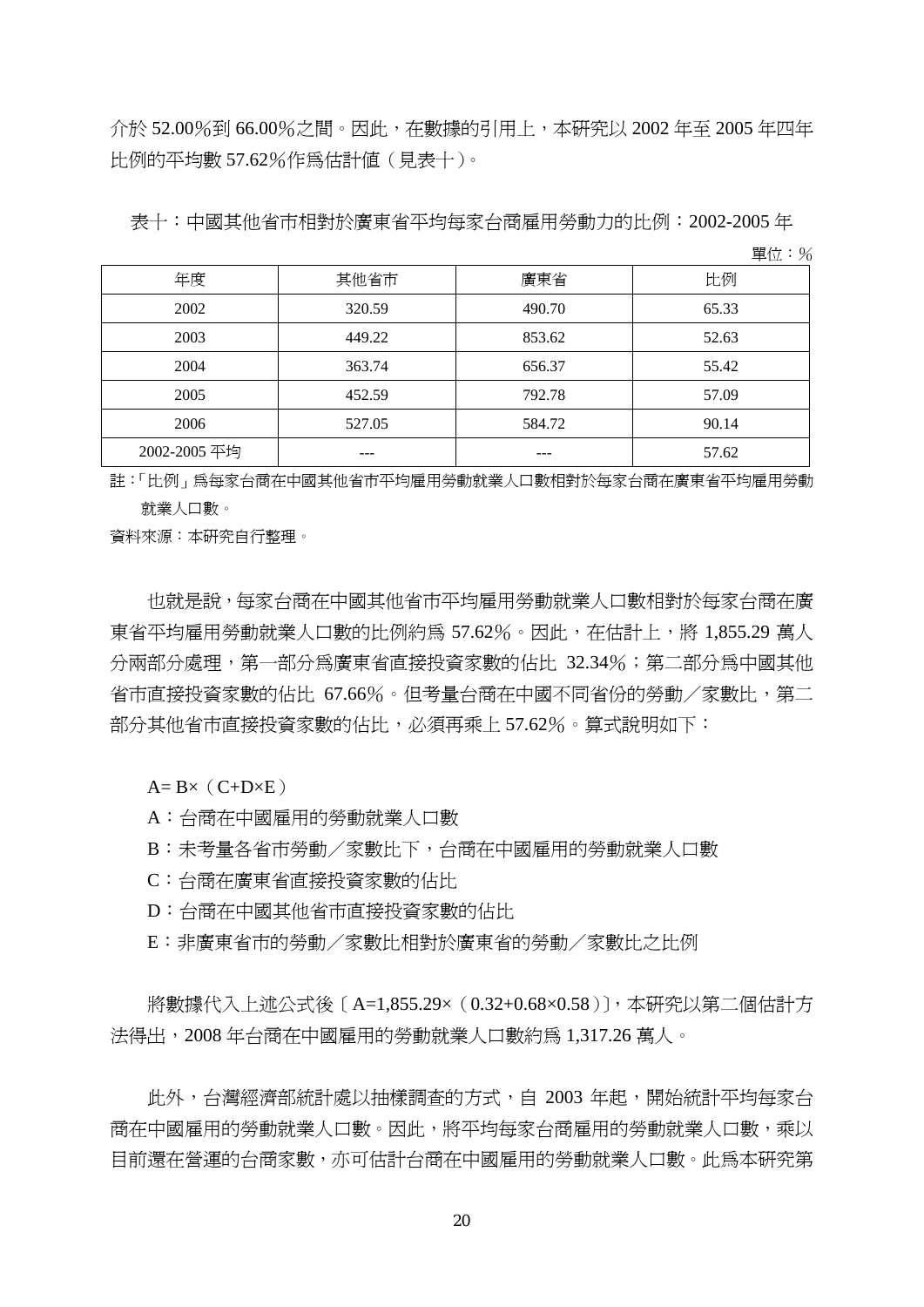介於 52.00%到 66.00%之間。因此，在數據的引用上，本研究以 2002 年至 2005 年四年比例的平均數 57.62%作爲估計值（見表十）。

表十：中國其他省市相對於廣東省平均每家台商雇用勞動力的比例：2002-2005 年

單位：%

| 年度 | 其他省市 | 廣東省 | 比例 |
|---|---|---|---|
| 2002 | 320.59 | 490.70 | 65.33 |
| 2003 | 449.22 | 853.62 | 52.63 |
| 2004 | 363.74 | 656.37 | 55.42 |
| 2005 | 452.59 | 792.78 | 57.09 |
| 2006 | 527.05 | 584.72 | 90.14 |
| 2002-2005 平均 | --- | --- | 57.62 |

註：「比例」爲每家台商在中國其他省市平均雇用勞動就業人口數相對於每家台商在廣東省平均雇用勞動就業人口數。

資料來源：本研究自行整理。

也就是說，每家台商在中國其他省市平均雇用勞動就業人口數相對於每家台商在廣東省平均雇用勞動就業人口數的比例約爲 57.62%。因此，在估計上，將 1,855.29 萬人分兩部分處理，第一部分爲廣東省直接投資家數的佔比 32.34%；第二部分爲中國其他省市直接投資家數的佔比 67.66%。但考量台商在中國不同省份的勞動／家數比，第二部分其他省市直接投資家數的佔比，必須再乘上 57.62%。算式說明如下：

A= B×（C+D×E）

A：台商在中國雇用的勞動就業人口數

B：未考量各省市勞動／家數比下，台商在中國雇用的勞動就業人口數

C：台商在廣東省直接投資家數的佔比

D：台商在中國其他省市直接投資家數的佔比

E：非廣東省市的勞動／家數比相對於廣東省的勞動／家數比之比例

將數據代入上述公式後〔A=1,855.29×（0.32+0.68×0.58）〕，本研究以第二個估計方法得出，2008 年台商在中國雇用的勞動就業人口數約爲 1,317.26 萬人。

此外，台灣經濟部統計處以抽樣調查的方式，自 2003 年起，開始統計平均每家台商在中國雇用的勞動就業人口數。因此，將平均每家台商雇用的勞動就業人口數，乘以目前還在營運的台商家數，亦可估計台商在中國雇用的勞動就業人口數。此爲本研究第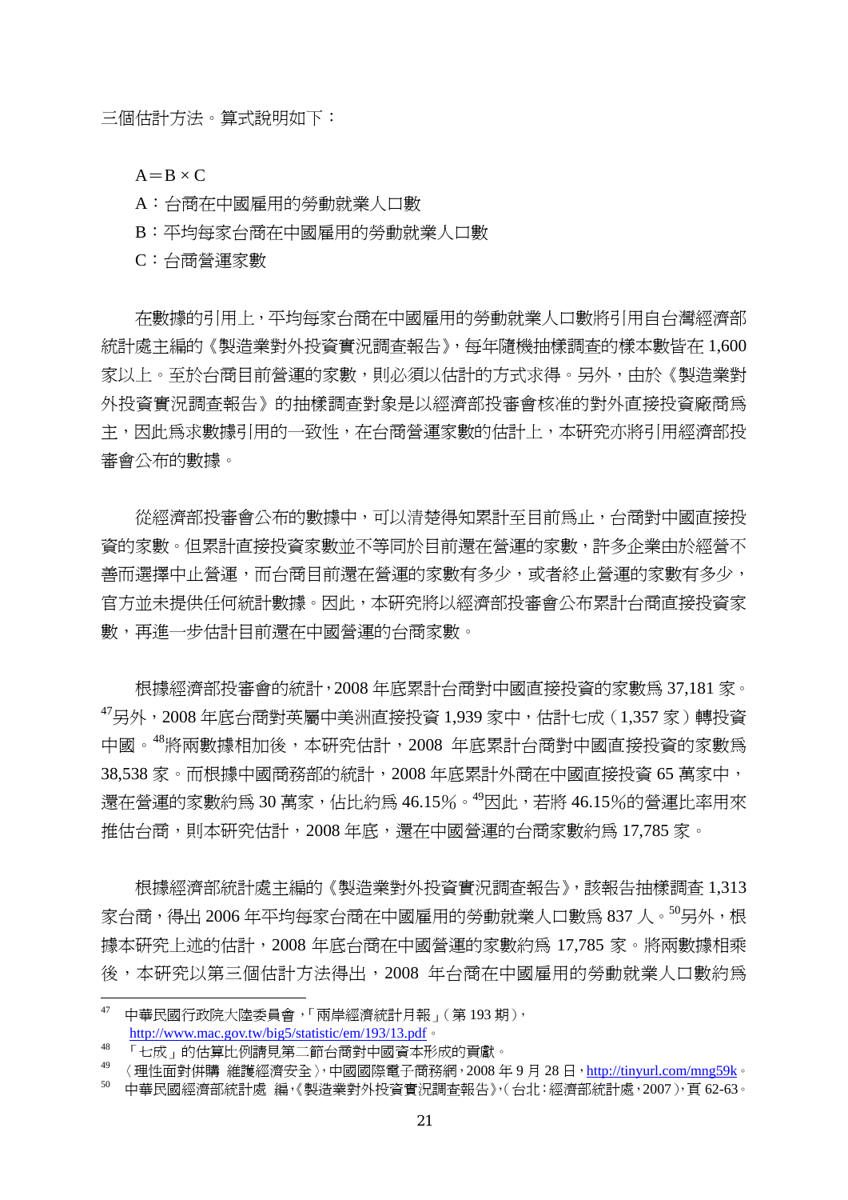三個估計方法。算式說明如下：

$A = B \times C$

A：台商在中國雇用的勞動就業人口數

B：平均每家台商在中國雇用的勞動就業人口數

C：台商營運家數

在數據的引用上，平均每家台商在中國雇用的勞動就業人口數將引用自台灣經濟部統計處主編的《製造業對外投資實況調查報告》，每年隨機抽樣調查的樣本數皆在 1,600 家以上。至於台商目前營運的家數，則必須以估計的方式求得。另外，由於《製造業對外投資實況調查報告》的抽樣調查對象是以經濟部投審會核准的對外直接投資廠商爲主，因此爲求數據引用的一致性，在台商營運家數的估計上，本研究亦將引用經濟部投審會公布的數據。

從經濟部投審會公布的數據中，可以清楚得知累計至目前爲止，台商對中國直接投資的家數。但累計直接投資家數並不等同於目前還在營運的家數，許多企業由於經營不善而選擇中止營運，而台商目前還在營運的家數有多少，或者終止營運的家數有多少，官方並未提供任何統計數據。因此，本研究將以經濟部投審會公布累計台商直接投資家數，再進一步估計目前還在中國營運的台商家數。

根據經濟部投審會的統計，2008 年底累計台商對中國直接投資的家數爲 37,181 家。[47]另外，2008 年底台商對英屬中美洲直接投資 1,939 家中，估計七成（1,357 家）轉投資中國。[48]將兩數據相加後，本研究估計，2008 年底累計台商對中國直接投資的家數爲 38,538 家。而根據中國商務部的統計，2008 年底累計外商在中國直接投資 65 萬家中，還在營運的家數約爲 30 萬家，佔比約爲 46.15%。[49]因此，若將 46.15%的營運比率用來推估台商，則本研究估計，2008 年底，還在中國營運的台商家數約爲 17,785 家。

根據經濟部統計處主編的《製造業對外投資實況調查報告》，該報告抽樣調查 1,313 家台商，得出 2006 年平均每家台商在中國雇用的勞動就業人口數爲 837 人。[50]另外，根據本研究上述的估計，2008 年底台商在中國營運的家數約爲 17,785 家。將兩數據相乘後，本研究以第三個估計方法得出，2008 年台商在中國雇用的勞動就業人口數約爲

---

[47] 中華民國行政院大陸委員會，「兩岸經濟統計月報」（第 193 期），http://www.mac.gov.tw/big5/statistic/em/193/13.pdf。

[48] 「七成」的估算比例請見第二節台商對中國資本形成的貢獻。

[49] 〈理性面對併購 維護經濟安全〉，中國國際電子商務網，2008 年 9 月 28 日，http://tinyurl.com/mng59k。

[50] 中華民國經濟部統計處 編，《製造業對外投資實況調查報告》，（台北：經濟部統計處，2007），頁 62-63。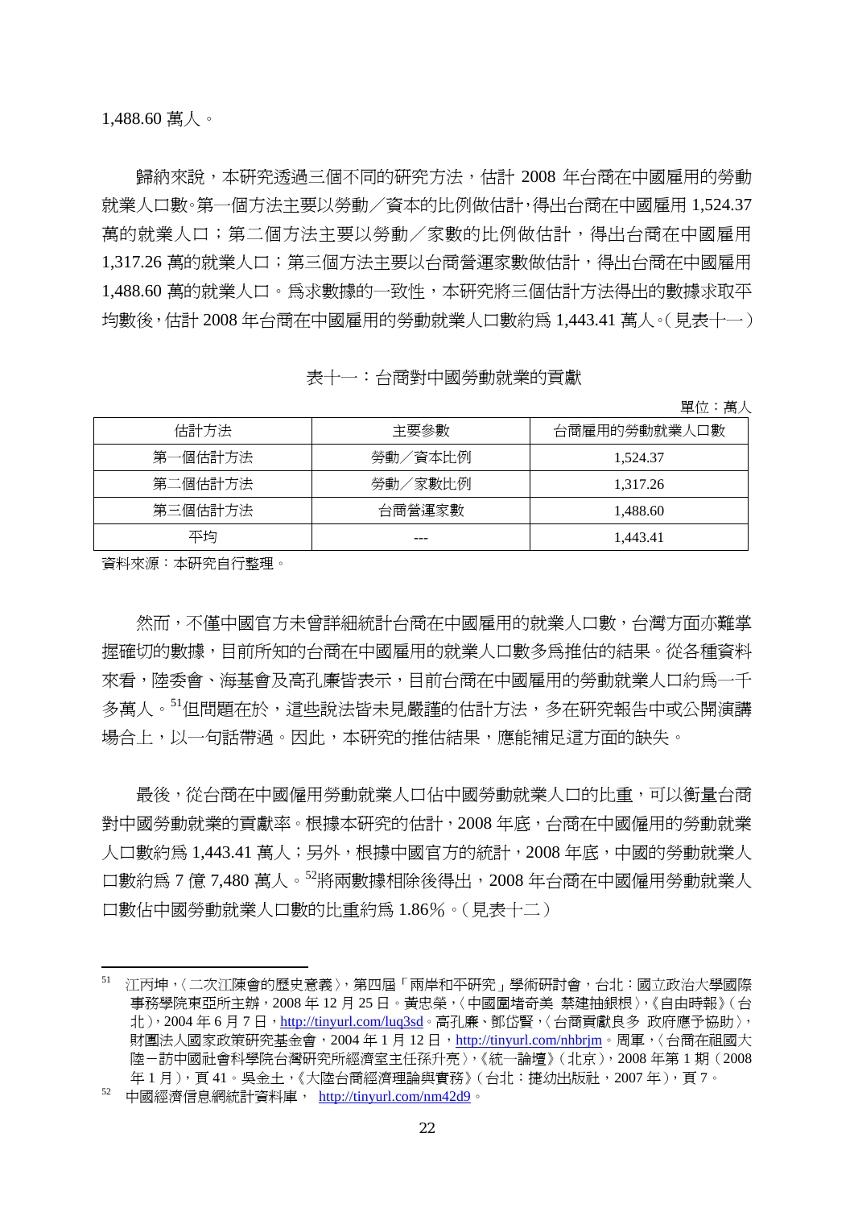1,488.60 萬人。

歸納來說，本研究透過三個不同的研究方法，估計 2008 年台商在中國雇用的勞動就業人口數。第一個方法主要以勞動／資本的比例做估計，得出台商在中國雇用 1,524.37 萬的就業人口；第二個方法主要以勞動／家數的比例做估計，得出台商在中國雇用 1,317.26 萬的就業人口；第三個方法主要以台商營運家數做估計，得出台商在中國雇用 1,488.60 萬的就業人口。為求數據的一致性，本研究將三個估計方法得出的數據求取平均數後，估計 2008 年台商在中國雇用的勞動就業人口數約為 1,443.41 萬人。（見表十一）

表十一：台商對中國勞動就業的貢獻

單位：萬人

| 估計方法 | 主要參數 | 台商雇用的勞動就業人口數 |
| --- | --- | --- |
| 第一個估計方法 | 勞動／資本比例 | 1,524.37 |
| 第二個估計方法 | 勞動／家數比例 | 1,317.26 |
| 第三個估計方法 | 台商營運家數 | 1,488.60 |
| 平均 | --- | 1,443.41 |

資料來源：本研究自行整理。

然而，不僅中國官方未曾詳細統計台商在中國雇用的就業人口數，台灣方面亦難掌握確切的數據，目前所知的台商在中國雇用的就業人口數多為推估的結果。從各種資料來看，陸委會、海基會及高孔廉皆表示，目前台商在中國雇用的勞動就業人口約為一千多萬人。[51]但問題在於，這些說法皆未見嚴謹的估計方法，多在研究報告中或公開演講場合上，以一句話帶過。因此，本研究的推估結果，應能補足這方面的缺失。

最後，從台商在中國僱用勞動就業人口佔中國勞動就業人口的比重，可以衡量台商對中國勞動就業的貢獻率。根據本研究的估計，2008 年底，台商在中國僱用的勞動就業人口數約為 1,443.41 萬人；另外，根據中國官方的統計，2008 年底，中國的勞動就業人口數約為 7 億 7,480 萬人。[52]將兩數據相除後得出，2008 年台商在中國僱用勞動就業人口數佔中國勞動就業人口數的比重約為 1.86%。（見表十二）

---

[51] 江丙坤，〈二次江陳會的歷史意義〉，第四屆「兩岸和平研究」學術研討會，台北：國立政治大學國際事務學院東亞所主辦，2008 年 12 月 25 日。黃忠榮，〈中國圍堵奇美 禁建抽銀根〉，《自由時報》（台北），2004 年 6 月 7 日，http://tinyurl.com/luq3sd。高孔廉、鄧岱賢，〈台商貢獻良多 政府應予協助〉，財團法人國家政策研究基金會，2004 年 1 月 12 日，http://tinyurl.com/nhbrjm。周軍，〈台商在祖國大陸－訪中國社會科學院台灣研究所經濟室主任孫升亮〉，《統一論壇》（北京），2008 年第 1 期（2008 年 1 月），頁 41。吳金土，《大陸台商經濟理論與實務》（台北：捷幼出版社，2007 年），頁 7。

[52] 中國經濟信息網統計資料庫， http://tinyurl.com/nm42d9。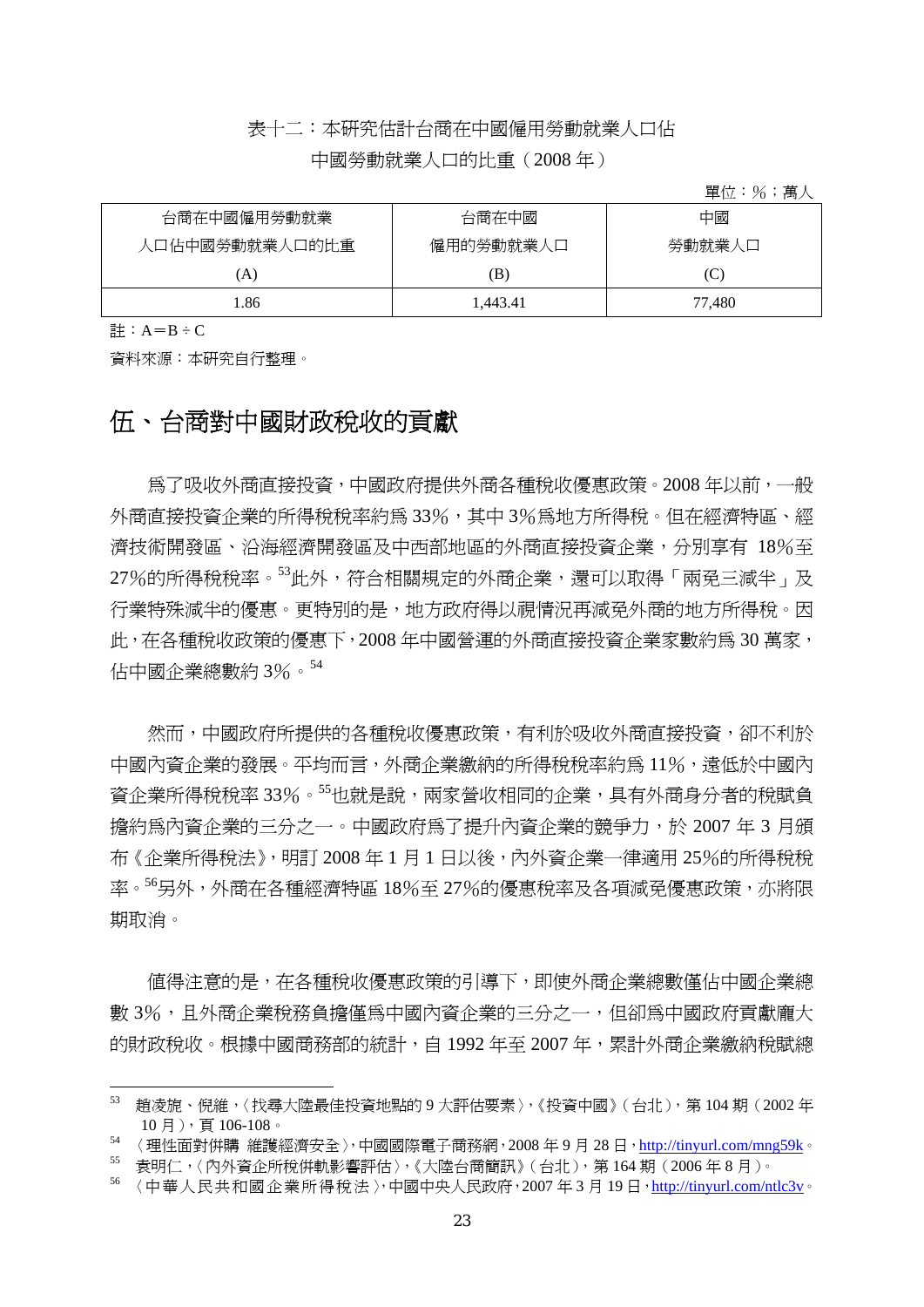表十二：本研究估計台商在中國僱用勞動就業人口佔中國勞動就業人口的比重（2008 年）

單位：%；萬人

| 台商在中國僱用勞動就業人口佔中國勞動就業人口的比重 (A) | 台商在中國僱用的勞動就業人口 (B) | 中國勞動就業人口 (C) |
|---|---|---|
| 1.86 | 1,443.41 | 77,480 |

註：A＝B ÷ C

資料來源：本研究自行整理。

## 伍、台商對中國財政稅收的貢獻

為了吸收外商直接投資，中國政府提供外商各種稅收優惠政策。2008 年以前，一般外商直接投資企業的所得稅稅率約為 33%，其中 3%為地方所得稅。但在經濟特區、經濟技術開發區、沿海經濟開發區及中西部地區的外商直接投資企業，分別享有 18%至 27%的所得稅稅率。[53]此外，符合相關規定的外商企業，還可以取得「兩免三減半」及行業特殊減半的優惠。更特別的是，地方政府得以視情況再減免外商的地方所得稅。因此，在各種稅收政策的優惠下，2008 年中國營運的外商直接投資企業家數約為 30 萬家，佔中國企業總數約 3%。[54]

然而，中國政府所提供的各種稅收優惠政策，有利於吸收外商直接投資，卻不利於中國內資企業的發展。平均而言，外商企業繳納的所得稅稅率約為 11%，遠低於中國內資企業所得稅稅率 33%。[55]也就是說，兩家營收相同的企業，具有外商身分者的稅賦負擔約為內資企業的三分之一。中國政府為了提升內資企業的競爭力，於 2007 年 3 月頒布《企業所得稅法》，明訂 2008 年 1 月 1 日以後，內外資企業一律適用 25%的所得稅稅率。[56]另外，外商在各種經濟特區 18%至 27%的優惠稅率及各項減免優惠政策，亦將限期取消。

值得注意的是，在各種稅收優惠政策的引導下，即使外商企業總數僅佔中國企業總數 3%，且外商企業稅務負擔僅為中國內資企業的三分之一，但卻為中國政府貢獻龐大的財政稅收。根據中國商務部的統計，自 1992 年至 2007 年，累計外商企業繳納稅賦總

---

[53] 趙凌旎、倪維，〈找尋大陸最佳投資地點的 9 大評估要素〉，《投資中國》（台北），第 104 期（2002 年 10 月），頁 106-108。

[54] 〈理性面對併購 維護經濟安全〉，中國國際電子商務網，2008 年 9 月 28 日，http://tinyurl.com/mng59k。

[55] 袁明仁，〈內外資企所稅併軌影響評估〉，《大陸台商簡訊》（台北），第 164 期（2006 年 8 月）。

[56] 〈中華人民共和國企業所得稅法〉，中國中央人民政府，2007 年 3 月 19 日，http://tinyurl.com/ntlc3v。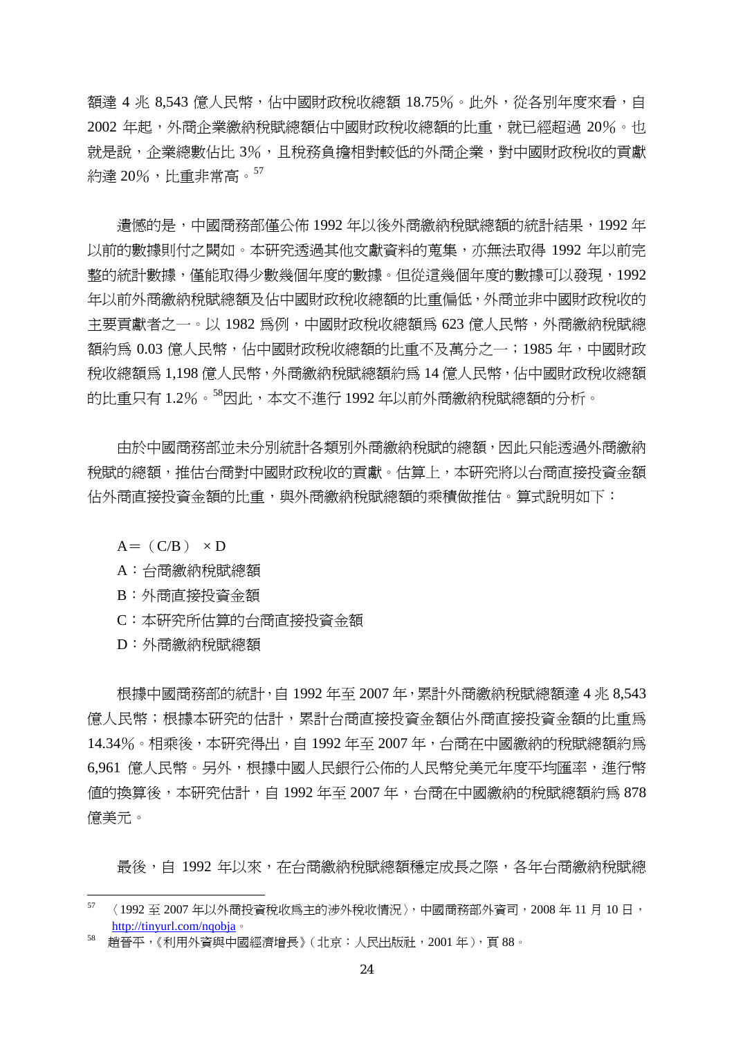額達 4 兆 8,543 億人民幣，佔中國財政稅收總額 18.75%。此外，從各別年度來看，自 2002 年起，外商企業繳納稅賦總額佔中國財政稅收總額的比重，就已經超過 20%。也就是說，企業總數佔比 3%，且稅務負擔相對較低的外商企業，對中國財政稅收的貢獻約達 20%，比重非常高。[57]

遺憾的是，中國商務部僅公佈 1992 年以後外商繳納稅賦總額的統計結果，1992 年以前的數據則付之闕如。本研究透過其他文獻資料的蒐集，亦無法取得 1992 年以前完整的統計數據，僅能取得少數幾個年度的數據。但從這幾個年度的數據可以發現，1992 年以前外商繳納稅賦總額及佔中國財政稅收總額的比重偏低，外商並非中國財政稅收的主要貢獻者之一。以 1982 爲例，中國財政稅收總額爲 623 億人民幣，外商繳納稅賦總額約爲 0.03 億人民幣，佔中國財政稅收總額的比重不及萬分之一；1985 年，中國財政稅收總額爲 1,198 億人民幣，外商繳納稅賦總額約爲 14 億人民幣，佔中國財政稅收總額的比重只有 1.2%。[58]因此，本文不進行 1992 年以前外商繳納稅賦總額的分析。

由於中國商務部並未分別統計各類別外商繳納稅賦的總額，因此只能透過外商繳納稅賦的總額，推估台商對中國財政稅收的貢獻。估算上，本研究將以台商直接投資金額佔外商直接投資金額的比重，與外商繳納稅賦總額的乘積做推估。算式說明如下：

$A = (C/B) \times D$

A：台商繳納稅賦總額

B：外商直接投資金額

C：本研究所估算的台商直接投資金額

D：外商繳納稅賦總額

根據中國商務部的統計，自 1992 年至 2007 年，累計外商繳納稅賦總額達 4 兆 8,543 億人民幣；根據本研究的估計，累計台商直接投資金額佔外商直接投資金額的比重爲 14.34%。相乘後，本研究得出，自 1992 年至 2007 年，台商在中國繳納的稅賦總額約爲 6,961 億人民幣。另外，根據中國人民銀行公佈的人民幣兌美元年度平均匯率，進行幣值的換算後，本研究估計，自 1992 年至 2007 年，台商在中國繳納的稅賦總額約爲 878 億美元。

最後，自 1992 年以來，在台商繳納稅賦總額穩定成長之際，各年台商繳納稅賦總

---

[57] 〈1992 至 2007 年以外商投資稅收爲主的涉外稅收情況〉，中國商務部外資司，2008 年 11 月 10 日，http://tinyurl.com/nqobja。

[58] 趙晉平，《利用外資與中國經濟增長》（北京：人民出版社，2001 年），頁 88。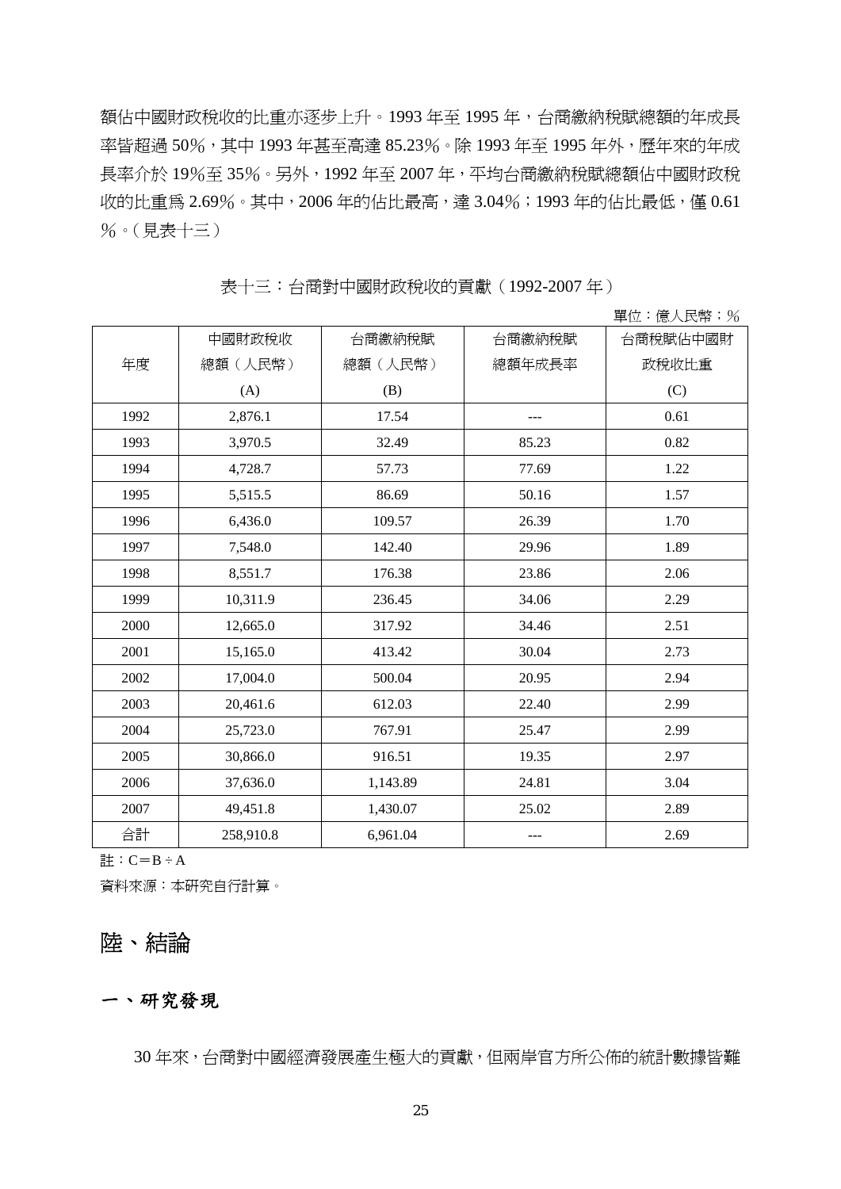額佔中國財政稅收的比重亦逐步上升。1993 年至 1995 年，台商繳納稅賦總額的年成長率皆超過 50%，其中 1993 年甚至高達 85.23%。除 1993 年至 1995 年外，歷年來的年成長率介於 19%至 35%。另外，1992 年至 2007 年，平均台商繳納稅賦總額佔中國財政稅收的比重為 2.69%。其中，2006 年的佔比最高，達 3.04%；1993 年的佔比最低，僅 0.61%。（見表十三）

表十三：台商對中國財政稅收的貢獻（1992-2007 年）

單位：億人民幣；%

| 年度 | 中國財政稅收總額（人民幣）(A) | 台商繳納稅賦總額（人民幣）(B) | 台商繳納稅賦總額年成長率 | 台商稅賦佔中國財政稅收比重 (C) |
|---|---|---|---|---|
| 1992 | 2,876.1 | 17.54 | --- | 0.61 |
| 1993 | 3,970.5 | 32.49 | 85.23 | 0.82 |
| 1994 | 4,728.7 | 57.73 | 77.69 | 1.22 |
| 1995 | 5,515.5 | 86.69 | 50.16 | 1.57 |
| 1996 | 6,436.0 | 109.57 | 26.39 | 1.70 |
| 1997 | 7,548.0 | 142.40 | 29.96 | 1.89 |
| 1998 | 8,551.7 | 176.38 | 23.86 | 2.06 |
| 1999 | 10,311.9 | 236.45 | 34.06 | 2.29 |
| 2000 | 12,665.0 | 317.92 | 34.46 | 2.51 |
| 2001 | 15,165.0 | 413.42 | 30.04 | 2.73 |
| 2002 | 17,004.0 | 500.04 | 20.95 | 2.94 |
| 2003 | 20,461.6 | 612.03 | 22.40 | 2.99 |
| 2004 | 25,723.0 | 767.91 | 25.47 | 2.99 |
| 2005 | 30,866.0 | 916.51 | 19.35 | 2.97 |
| 2006 | 37,636.0 | 1,143.89 | 24.81 | 3.04 |
| 2007 | 49,451.8 | 1,430.07 | 25.02 | 2.89 |
| 合計 | 258,910.8 | 6,961.04 | --- | 2.69 |

註：C＝B ÷ A

資料來源：本研究自行計算。

# 陸、結論

## 一、研究發現

30 年來，台商對中國經濟發展產生極大的貢獻，但兩岸官方所公佈的統計數據皆難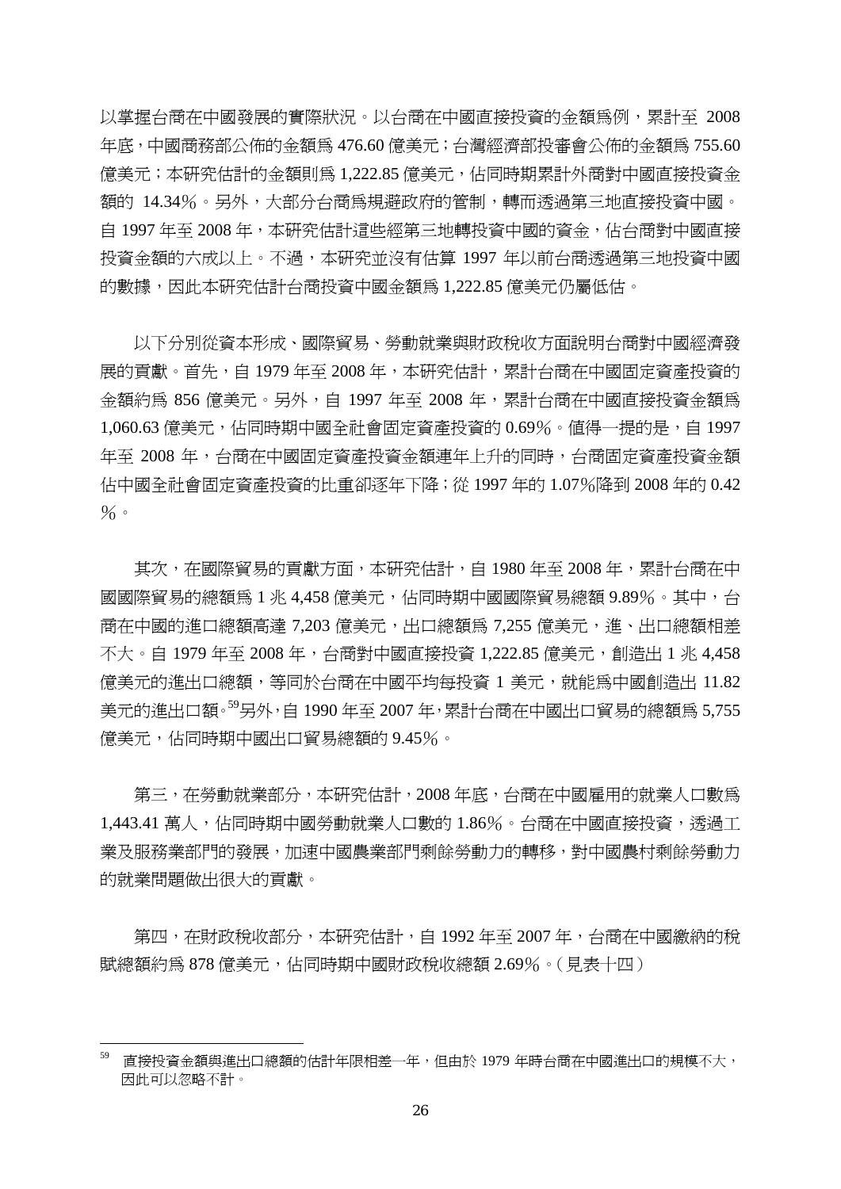以掌握台商在中國發展的實際狀況。以台商在中國直接投資的金額爲例，累計至 2008 年底，中國商務部公佈的金額爲 476.60 億美元；台灣經濟部投審會公佈的金額爲 755.60 億美元；本研究估計的金額則爲 1,222.85 億美元，佔同時期累計外商對中國直接投資金額的 14.34%。另外，大部分台商爲規避政府的管制，轉而透過第三地直接投資中國。自 1997 年至 2008 年，本研究估計這些經第三地轉投資中國的資金，佔台商對中國直接投資金額的六成以上。不過，本研究並沒有估算 1997 年以前台商透過第三地投資中國的數據，因此本研究估計台商投資中國金額爲 1,222.85 億美元仍屬低估。

以下分別從資本形成、國際貿易、勞動就業與財政稅收方面說明台商對中國經濟發展的貢獻。首先，自 1979 年至 2008 年，本研究估計，累計台商在中國固定資產投資的金額約爲 856 億美元。另外，自 1997 年至 2008 年，累計台商在中國直接投資金額爲 1,060.63 億美元，佔同時期中國全社會固定資產投資的 0.69%。值得一提的是，自 1997 年至 2008 年，台商在中國固定資產投資金額連年上升的同時，台商固定資產投資金額佔中國全社會固定資產投資的比重卻逐年下降；從 1997 年的 1.07%降到 2008 年的 0.42%。

其次，在國際貿易的貢獻方面，本研究估計，自 1980 年至 2008 年，累計台商在中國國際貿易的總額爲 1 兆 4,458 億美元，佔同時期中國國際貿易總額 9.89%。其中，台商在中國的進口總額高達 7,203 億美元，出口總額爲 7,255 億美元，進、出口總額相差不大。自 1979 年至 2008 年，台商對中國直接投資 1,222.85 億美元，創造出 1 兆 4,458 億美元的進出口總額，等同於台商在中國平均每投資 1 美元，就能爲中國創造出 11.82 美元的進出口額。[59]另外，自 1990 年至 2007 年，累計台商在中國出口貿易的總額爲 5,755 億美元，佔同時期中國出口貿易總額的 9.45%。

第三，在勞動就業部分，本研究估計，2008 年底，台商在中國雇用的就業人口數爲 1,443.41 萬人，佔同時期中國勞動就業人口數的 1.86%。台商在中國直接投資，透過工業及服務業部門的發展，加速中國農業部門剩餘勞動力的轉移，對中國農村剩餘勞動力的就業問題做出很大的貢獻。

第四，在財政稅收部分，本研究估計，自 1992 年至 2007 年，台商在中國繳納的稅賦總額約爲 878 億美元，佔同時期中國財政稅收總額 2.69%。（見表十四）

---

[59] 直接投資金額與進出口總額的估計年限相差一年，但由於 1979 年時台商在中國進出口的規模不大，因此可以忽略不計。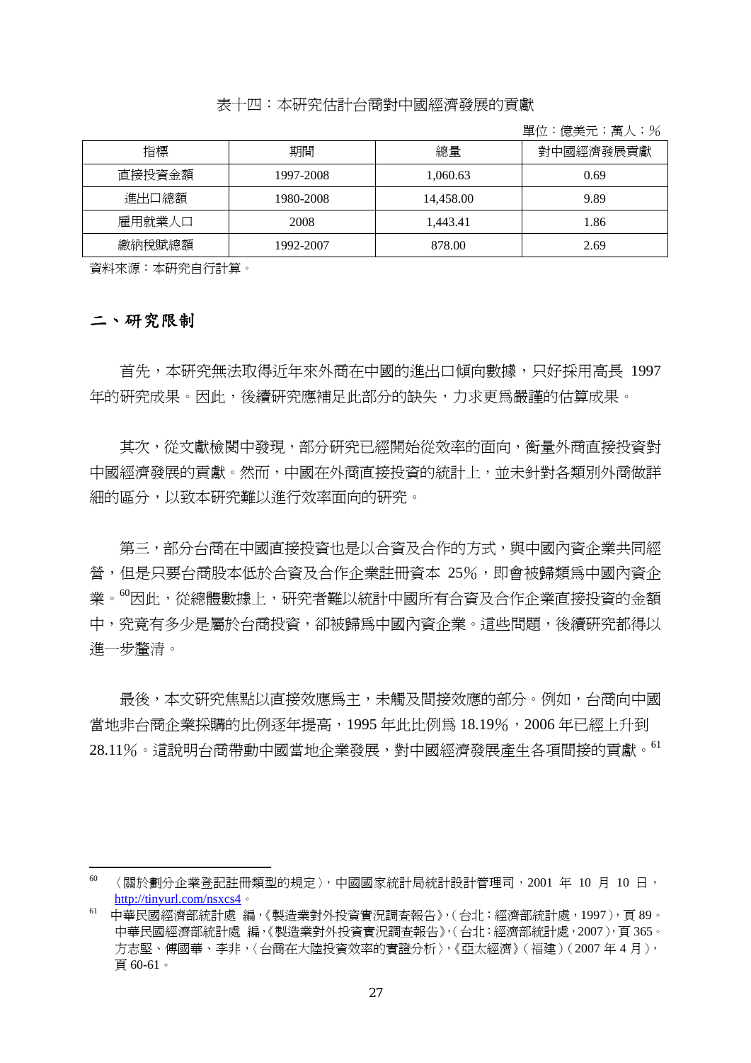表十四：本研究估計台商對中國經濟發展的貢獻

單位：億美元；萬人；%

| 指標 | 期間 | 總量 | 對中國經濟發展貢獻 |
|---|---|---|---|
| 直接投資金額 | 1997-2008 | 1,060.63 | 0.69 |
| 進出口總額 | 1980-2008 | 14,458.00 | 9.89 |
| 雇用就業人口 | 2008 | 1,443.41 | 1.86 |
| 繳納稅賦總額 | 1992-2007 | 878.00 | 2.69 |

資料來源：本研究自行計算。

## 二、研究限制

首先，本研究無法取得近年來外商在中國的進出口傾向數據，只好採用高長 1997 年的研究成果。因此，後續研究應補足此部分的缺失，力求更為嚴謹的估算成果。

其次，從文獻檢閱中發現，部分研究已經開始從效率的面向，衡量外商直接投資對中國經濟發展的貢獻。然而，中國在外商直接投資的統計上，並未針對各類別外商做詳細的區分，以致本研究難以進行效率面向的研究。

第三，部分台商在中國直接投資也是以合資及合作的方式，與中國內資企業共同經營，但是只要台商股本低於合資及合作企業註冊資本 25%，即會被歸類為中國內資企業。[60]因此，從總體數據上，研究者難以統計中國所有合資及合作企業直接投資的金額中，究竟有多少是屬於台商投資，卻被歸為中國內資企業。這些問題，後續研究都得以進一步釐清。

最後，本文研究焦點以直接效應為主，未觸及間接效應的部分。例如，台商向中國當地非台商企業採購的比例逐年提高，1995 年此比例為 18.19%，2006 年已經上升到 28.11%。這說明台商帶動中國當地企業發展，對中國經濟發展產生各項間接的貢獻。[61]

---

[60] 〈關於劃分企業登記註冊類型的規定〉，中國國家統計局統計設計管理司，2001 年 10 月 10 日，http://tinyurl.com/nsxcs4。

[61] 中華民國經濟部統計處 編，《製造業對外投資實況調查報告》，（台北：經濟部統計處，1997），頁 89。中華民國經濟部統計處 編，《製造業對外投資實況調查報告》，（台北：經濟部統計處，2007），頁 365。方志堅、傅國華、李非，〈台商在大陸投資效率的實證分析〉，《亞太經濟》（福建）（2007 年 4 月），頁 60-61。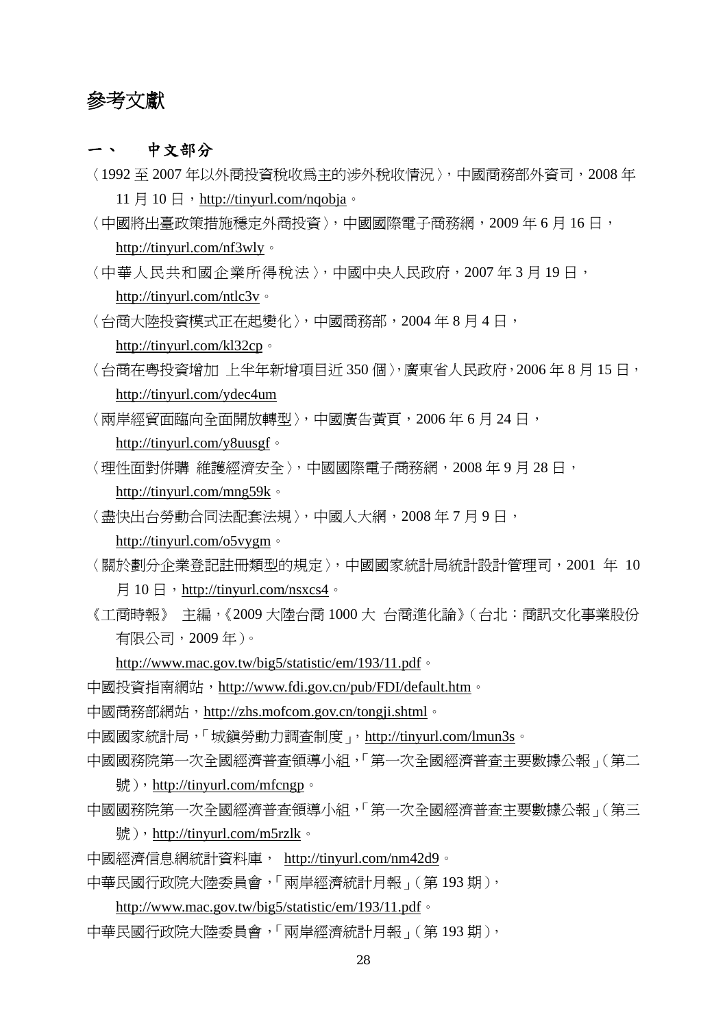# 參考文獻

## 一、 中文部分

〈1992 至 2007 年以外商投資稅收爲主的涉外稅收情況〉，中國商務部外資司，2008 年 11 月 10 日，http://tinyurl.com/nqobja。

〈中國將出臺政策措施穩定外商投資〉，中國國際電子商務網，2009 年 6 月 16 日，http://tinyurl.com/nf3wly。

〈中華人民共和國企業所得稅法〉，中國中央人民政府，2007 年 3 月 19 日，http://tinyurl.com/ntlc3v。

〈台商大陸投資模式正在起變化〉，中國商務部，2004 年 8 月 4 日，http://tinyurl.com/kl32cp。

〈台商在粵投資增加 上半年新增項目近 350 個〉，廣東省人民政府，2006 年 8 月 15 日，http://tinyurl.com/ydec4um

〈兩岸經貿面臨向全面開放轉型〉，中國廣告黃頁，2006 年 6 月 24 日，http://tinyurl.com/y8uusgf。

〈理性面對併購 維護經濟安全〉，中國國際電子商務網，2008 年 9 月 28 日，http://tinyurl.com/mng59k。

〈盡快出台勞動合同法配套法規〉，中國人大網，2008 年 7 月 9 日，http://tinyurl.com/o5vygm。

〈關於劃分企業登記註冊類型的規定〉，中國國家統計局統計設計管理司，2001 年 10 月 10 日，http://tinyurl.com/nsxcs4。

《工商時報》 主編，《2009 大陸台商 1000 大 台商進化論》（台北：商訊文化事業股份有限公司，2009 年）。

http://www.mac.gov.tw/big5/statistic/em/193/11.pdf。

中國投資指南網站，http://www.fdi.gov.cn/pub/FDI/default.htm。

中國商務部網站，http://zhs.mofcom.gov.cn/tongji.shtml。

中國國家統計局，「城鎮勞動力調查制度」，http://tinyurl.com/lmun3s。

中國國務院第一次全國經濟普查領導小組，「第一次全國經濟普查主要數據公報」（第二號），http://tinyurl.com/mfcngp。

中國國務院第一次全國經濟普查領導小組，「第一次全國經濟普查主要數據公報」（第三號），http://tinyurl.com/m5rzlk。

中國經濟信息網統計資料庫， http://tinyurl.com/nm42d9。

中華民國行政院大陸委員會，「兩岸經濟統計月報」（第 193 期），http://www.mac.gov.tw/big5/statistic/em/193/11.pdf。

中華民國行政院大陸委員會，「兩岸經濟統計月報」（第 193 期），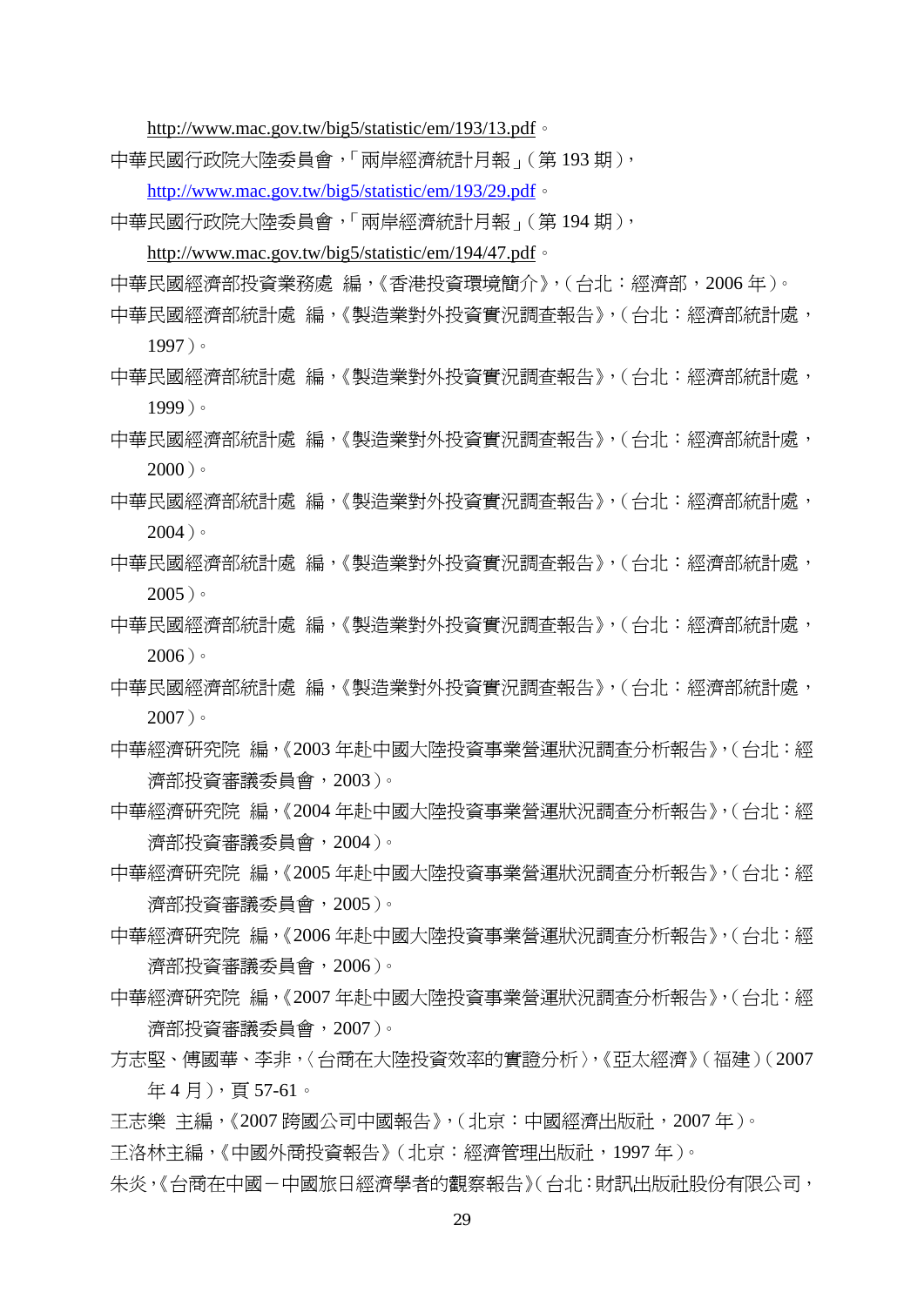http://www.mac.gov.tw/big5/statistic/em/193/13.pdf。

中華民國行政院大陸委員會，「兩岸經濟統計月報」（第 193 期），
http://www.mac.gov.tw/big5/statistic/em/193/29.pdf。

中華民國行政院大陸委員會，「兩岸經濟統計月報」（第 194 期），
http://www.mac.gov.tw/big5/statistic/em/194/47.pdf。

中華民國經濟部投資業務處 編，《香港投資環境簡介》，（台北：經濟部，2006 年）。

中華民國經濟部統計處 編，《製造業對外投資實況調查報告》，（台北：經濟部統計處，1997）。

中華民國經濟部統計處 編，《製造業對外投資實況調查報告》，（台北：經濟部統計處，1999）。

中華民國經濟部統計處 編，《製造業對外投資實況調查報告》，（台北：經濟部統計處，2000）。

中華民國經濟部統計處 編，《製造業對外投資實況調查報告》，（台北：經濟部統計處，2004）。

中華民國經濟部統計處 編，《製造業對外投資實況調查報告》，（台北：經濟部統計處，2005）。

中華民國經濟部統計處 編，《製造業對外投資實況調查報告》，（台北：經濟部統計處，2006）。

中華民國經濟部統計處 編，《製造業對外投資實況調查報告》，（台北：經濟部統計處，2007）。

中華經濟研究院 編，《2003 年赴中國大陸投資事業營運狀況調查分析報告》，（台北：經濟部投資審議委員會，2003）。

中華經濟研究院 編，《2004 年赴中國大陸投資事業營運狀況調查分析報告》，（台北：經濟部投資審議委員會，2004）。

中華經濟研究院 編，《2005 年赴中國大陸投資事業營運狀況調查分析報告》，（台北：經濟部投資審議委員會，2005）。

中華經濟研究院 編，《2006 年赴中國大陸投資事業營運狀況調查分析報告》，（台北：經濟部投資審議委員會，2006）。

中華經濟研究院 編，《2007 年赴中國大陸投資事業營運狀況調查分析報告》，（台北：經濟部投資審議委員會，2007）。

方志堅、傅國華、李非，〈台商在大陸投資效率的實證分析〉，《亞太經濟》（福建）（2007 年 4 月），頁 57-61。

王志樂 主編，《2007 跨國公司中國報告》，（北京：中國經濟出版社，2007 年）。

王洛林主編，《中國外商投資報告》（北京：經濟管理出版社，1997 年）。

朱炎，《台商在中國－中國旅日經濟學者的觀察報告》（台北：財訊出版社股份有限公司，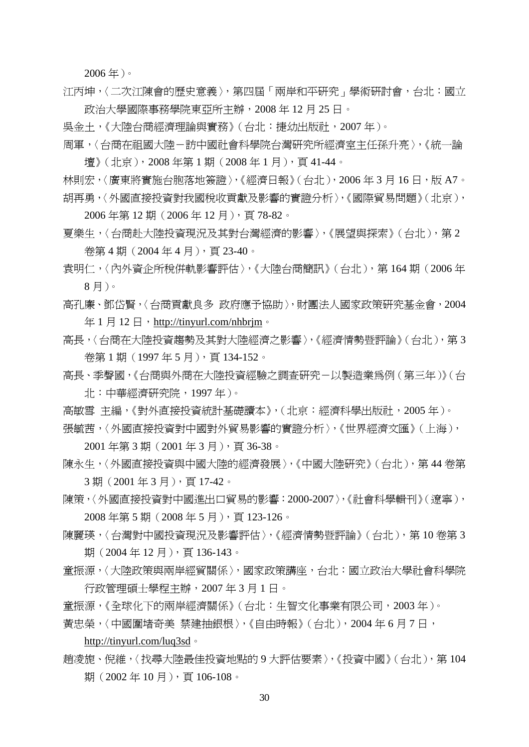2006 年）。

江丙坤，〈二次江陳會的歷史意義〉，第四屆「兩岸和平研究」學術研討會，台北：國立政治大學國際事務學院東亞所主辦，2008 年 12 月 25 日。

吳金土，《大陸台商經濟理論與實務》（台北：捷幼出版社，2007 年）。

周軍，〈台商在祖國大陸－訪中國社會科學院台灣研究所經濟室主任孫升亮〉，《統一論壇》（北京），2008 年第 1 期（2008 年 1 月），頁 41-44。

林則宏，〈廣東將實施台胞落地簽證〉，《經濟日報》（台北），2006 年 3 月 16 日，版 A7。

胡再勇，〈外國直接投資對我國稅收貢獻及影響的實證分析〉，《國際貿易問題》（北京），2006 年第 12 期（2006 年 12 月），頁 78-82。

夏樂生，〈台商赴大陸投資現況及其對台灣經濟的影響〉，《展望與探索》（台北），第 2 卷第 4 期（2004 年 4 月），頁 23-40。

袁明仁，〈內外資企所稅併軌影響評估〉，《大陸台商簡訊》（台北），第 164 期（2006 年 8 月）。

高孔廉、鄧岱賢，〈台商貢獻良多 政府應予協助〉，財團法人國家政策研究基金會，2004 年 1 月 12 日，http://tinyurl.com/nhbrjm。

高長，〈台商在大陸投資趨勢及其對大陸經濟之影響〉，《經濟情勢暨評論》（台北），第 3 卷第 1 期（1997 年 5 月），頁 134-152。

高長、季聲國，《台商與外商在大陸投資經驗之調查研究－以製造業為例（第三年）》（台北：中華經濟研究院，1997 年）。

高敏雪 主編，《對外直接投資統計基礎讀本》，（北京：經濟科學出版社，2005 年）。

張毓茜，〈外國直接投資對中國對外貿易影響的實證分析〉，《世界經濟文匯》（上海），2001 年第 3 期（2001 年 3 月），頁 36-38。

陳永生，〈外國直接投資與中國大陸的經濟發展〉，《中國大陸研究》（台北），第 44 卷第 3 期（2001 年 3 月），頁 17-42。

陳策，〈外國直接投資對中國進出口貿易的影響：2000-2007〉，《社會科學輯刊》（遼寧），2008 年第 5 期（2008 年 5 月），頁 123-126。

陳麗瑛，〈台灣對中國投資現況及影響評估〉，《經濟情勢暨評論》（台北），第 10 卷第 3 期（2004 年 12 月），頁 136-143。

童振源，〈大陸政策與兩岸經貿關係〉，國家政策講座，台北：國立政治大學社會科學院行政管理碩士學程主辦，2007 年 3 月 1 日。

童振源，《全球化下的兩岸經濟關係》（台北：生智文化事業有限公司，2003 年）。

黃忠榮，〈中國圍堵奇美 禁建抽銀根〉，《自由時報》（台北），2004 年 6 月 7 日，http://tinyurl.com/luq3sd。

趙凌旎、倪維，〈找尋大陸最佳投資地點的 9 大評估要素〉，《投資中國》（台北），第 104 期（2002 年 10 月），頁 106-108。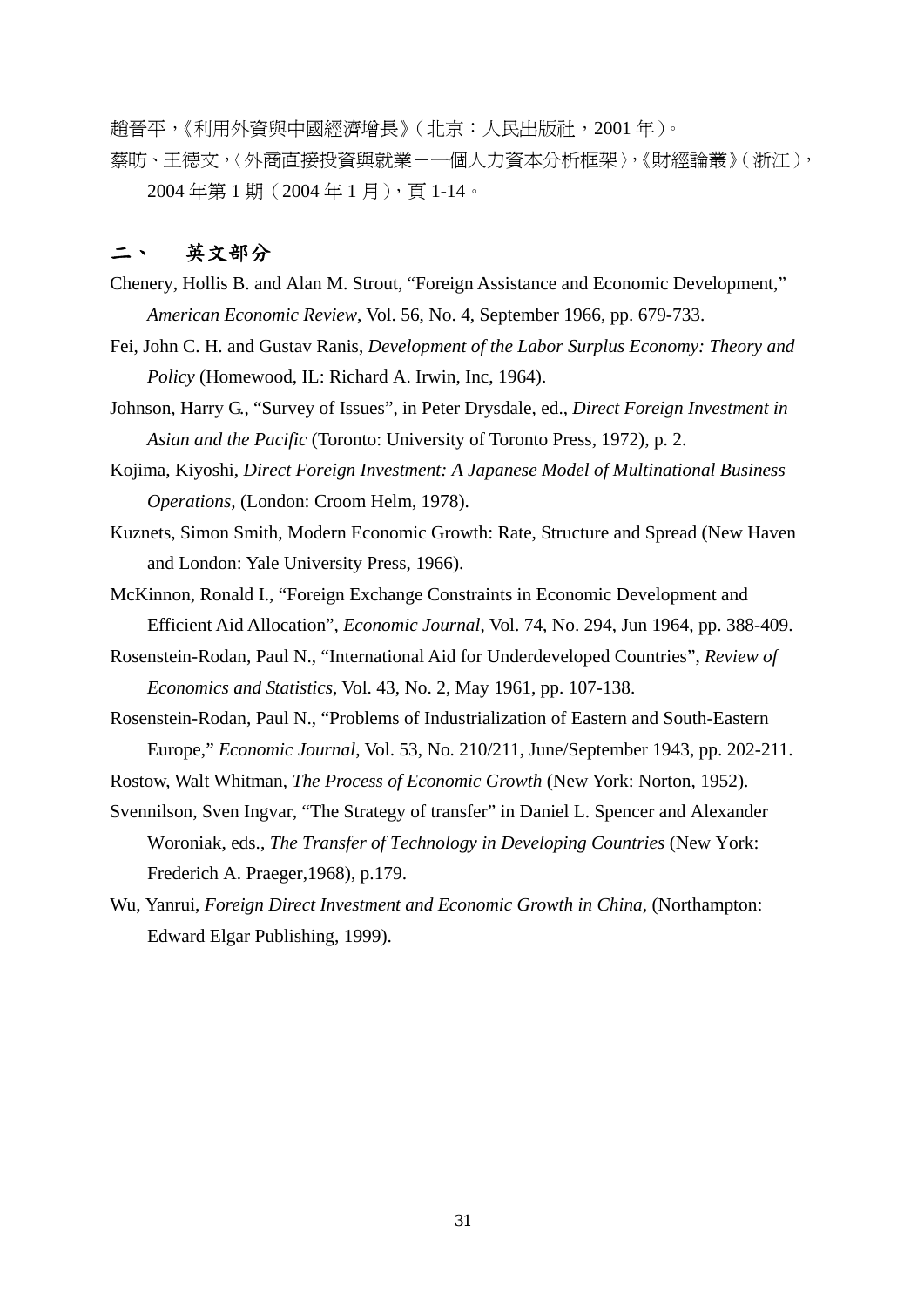趙晉平，《利用外資與中國經濟增長》（北京：人民出版社，2001 年）。

蔡昉、王德文，〈外商直接投資與就業－一個人力資本分析框架〉，《財經論叢》（浙江），2004 年第 1 期（2004 年 1 月），頁 1-14。

## 二、 英文部分

Chenery, Hollis B. and Alan M. Strout, “Foreign Assistance and Economic Development,” *American Economic Review*, Vol. 56, No. 4, September 1966, pp. 679-733.

Fei, John C. H. and Gustav Ranis, *Development of the Labor Surplus Economy: Theory and Policy* (Homewood, IL: Richard A. Irwin, Inc, 1964).

Johnson, Harry G., “Survey of Issues”, in Peter Drysdale, ed., *Direct Foreign Investment in Asian and the Pacific* (Toronto: University of Toronto Press, 1972), p. 2.

Kojima, Kiyoshi, *Direct Foreign Investment: A Japanese Model of Multinational Business Operations*, (London: Croom Helm, 1978).

Kuznets, Simon Smith, Modern Economic Growth: Rate, Structure and Spread (New Haven and London: Yale University Press, 1966).

McKinnon, Ronald I., “Foreign Exchange Constraints in Economic Development and Efficient Aid Allocation”, *Economic Journal*, Vol. 74, No. 294, Jun 1964, pp. 388-409.

Rosenstein-Rodan, Paul N., “International Aid for Underdeveloped Countries”, *Review of Economics and Statistics*, Vol. 43, No. 2, May 1961, pp. 107-138.

Rosenstein-Rodan, Paul N., “Problems of Industrialization of Eastern and South-Eastern Europe,” *Economic Journal*, Vol. 53, No. 210/211, June/September 1943, pp. 202-211.

Rostow, Walt Whitman, *The Process of Economic Growth* (New York: Norton, 1952).

Svennilson, Sven Ingvar, “The Strategy of transfer” in Daniel L. Spencer and Alexander Woroniak, eds., *The Transfer of Technology in Developing Countries* (New York: Frederich A. Praeger,1968), p.179.

Wu, Yanrui, *Foreign Direct Investment and Economic Growth in China*, (Northampton: Edward Elgar Publishing, 1999).